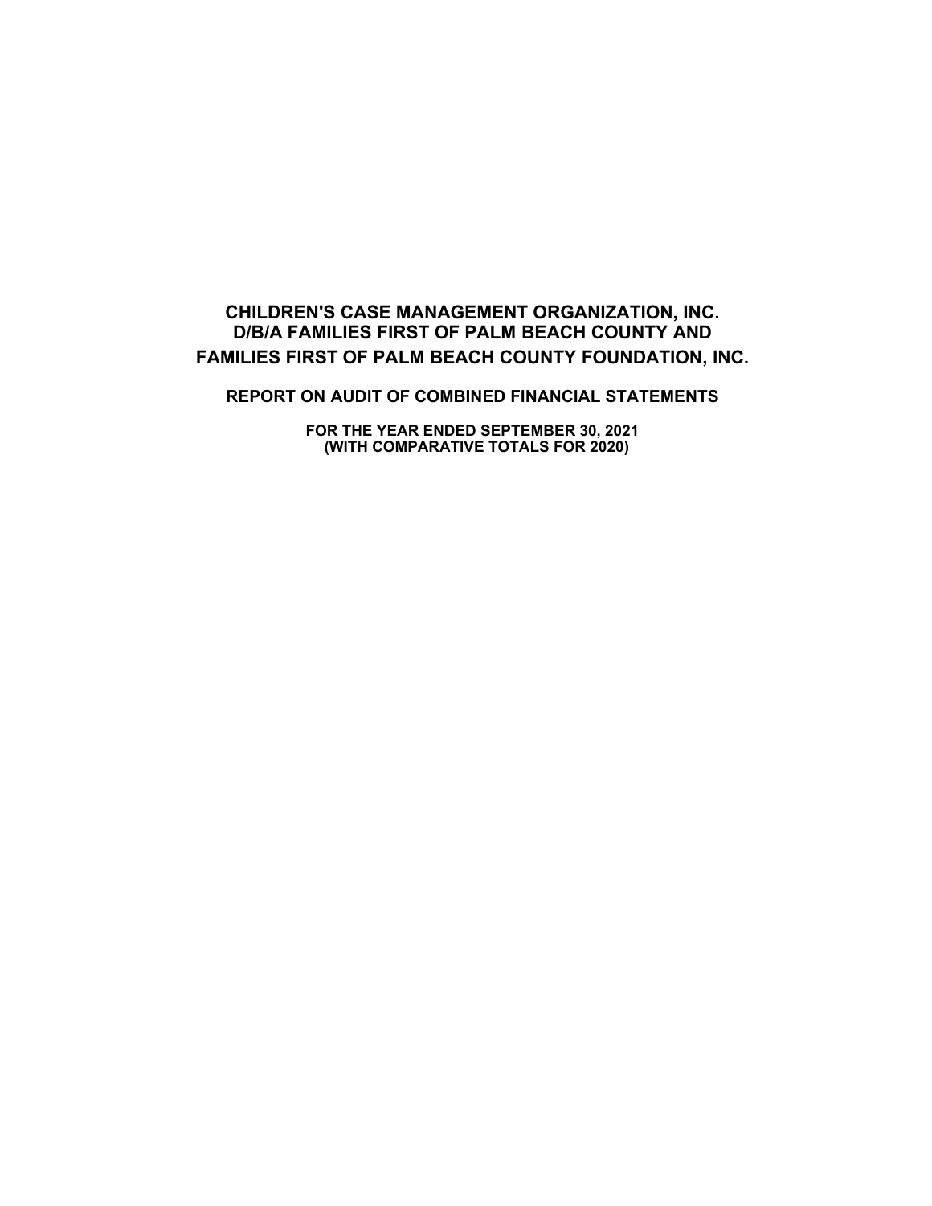# CHILDREN'S CASE MANAGEMENT ORGANIZATION, INC.
# D/B/A FAMILIES FIRST OF PALM BEACH COUNTY AND
# FAMILIES FIRST OF PALM BEACH COUNTY FOUNDATION, INC.

## REPORT ON AUDIT OF COMBINED FINANCIAL STATEMENTS

**FOR THE YEAR ENDED SEPTEMBER 30, 2021**
**(WITH COMPARATIVE TOTALS FOR 2020)**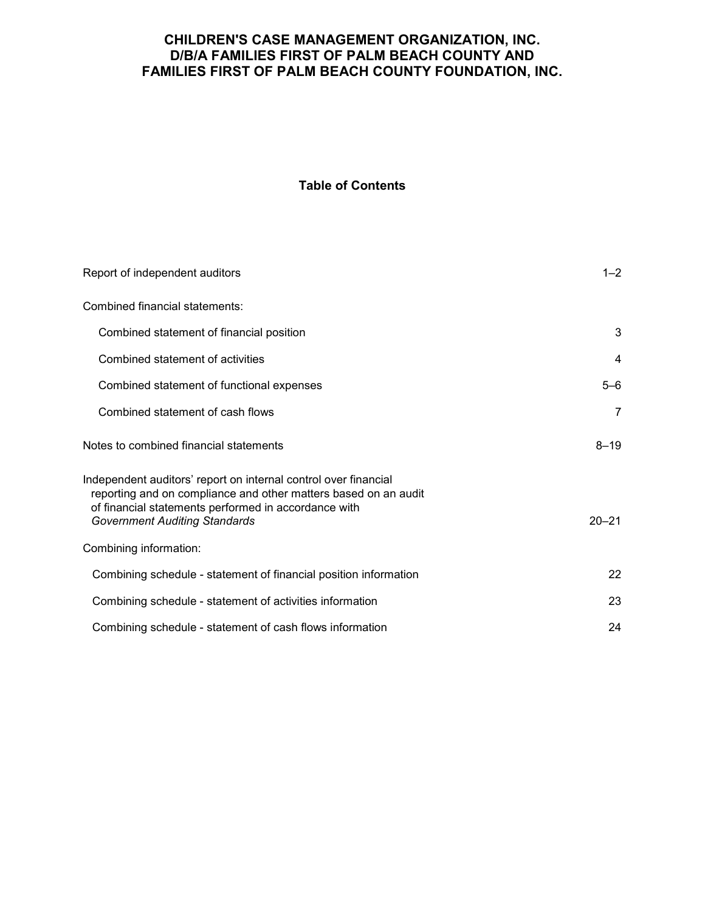# CHILDREN'S CASE MANAGEMENT ORGANIZATION, INC.
# D/B/A FAMILIES FIRST OF PALM BEACH COUNTY AND
# FAMILIES FIRST OF PALM BEACH COUNTY FOUNDATION, INC.

## Table of Contents

| | |
|---|---|
| Report of independent auditors | 1–2 |
| Combined financial statements: | |
| Combined statement of financial position | 3 |
| Combined statement of activities | 4 |
| Combined statement of functional expenses | 5–6 |
| Combined statement of cash flows | 7 |
| Notes to combined financial statements | 8–19 |
| Independent auditors' report on internal control over financial reporting and on compliance and other matters based on an audit of financial statements performed in accordance with *Government Auditing Standards* | 20–21 |
| Combining information: | |
| Combining schedule - statement of financial position information | 22 |
| Combining schedule - statement of activities information | 23 |
| Combining schedule - statement of cash flows information | 24 |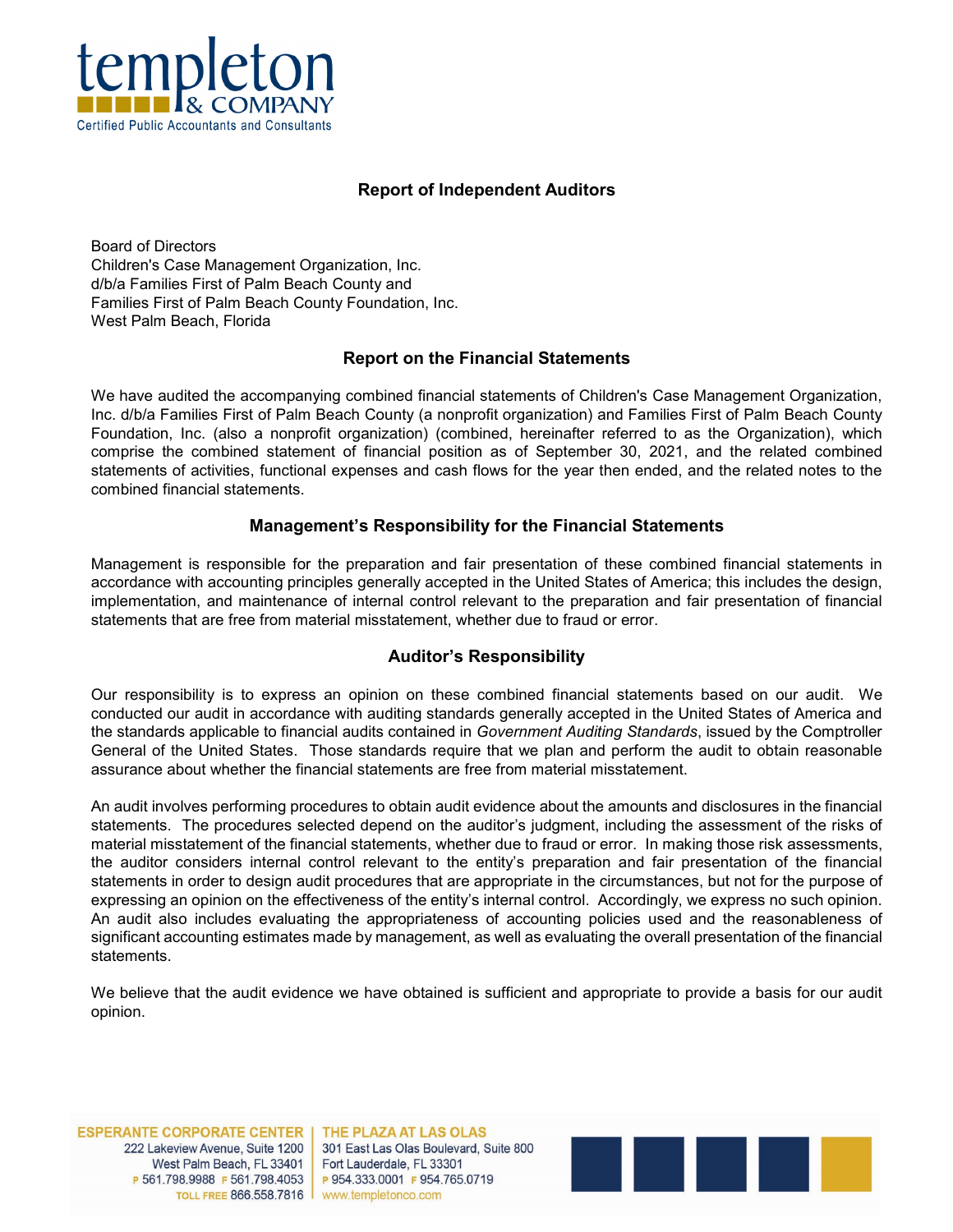# Report of Independent Auditors

Board of Directors
Children's Case Management Organization, Inc.
d/b/a Families First of Palm Beach County and
Families First of Palm Beach County Foundation, Inc.
West Palm Beach, Florida

## Report on the Financial Statements

We have audited the accompanying combined financial statements of Children's Case Management Organization, Inc. d/b/a Families First of Palm Beach County (a nonprofit organization) and Families First of Palm Beach County Foundation, Inc. (also a nonprofit organization) (combined, hereinafter referred to as the Organization), which comprise the combined statement of financial position as of September 30, 2021, and the related combined statements of activities, functional expenses and cash flows for the year then ended, and the related notes to the combined financial statements.

## Management's Responsibility for the Financial Statements

Management is responsible for the preparation and fair presentation of these combined financial statements in accordance with accounting principles generally accepted in the United States of America; this includes the design, implementation, and maintenance of internal control relevant to the preparation and fair presentation of financial statements that are free from material misstatement, whether due to fraud or error.

## Auditor's Responsibility

Our responsibility is to express an opinion on these combined financial statements based on our audit. We conducted our audit in accordance with auditing standards generally accepted in the United States of America and the standards applicable to financial audits contained in *Government Auditing Standards*, issued by the Comptroller General of the United States. Those standards require that we plan and perform the audit to obtain reasonable assurance about whether the financial statements are free from material misstatement.

An audit involves performing procedures to obtain audit evidence about the amounts and disclosures in the financial statements. The procedures selected depend on the auditor's judgment, including the assessment of the risks of material misstatement of the financial statements, whether due to fraud or error. In making those risk assessments, the auditor considers internal control relevant to the entity's preparation and fair presentation of the financial statements in order to design audit procedures that are appropriate in the circumstances, but not for the purpose of expressing an opinion on the effectiveness of the entity's internal control. Accordingly, we express no such opinion. An audit also includes evaluating the appropriateness of accounting policies used and the reasonableness of significant accounting estimates made by management, as well as evaluating the overall presentation of the financial statements.

We believe that the audit evidence we have obtained is sufficient and appropriate to provide a basis for our audit opinion.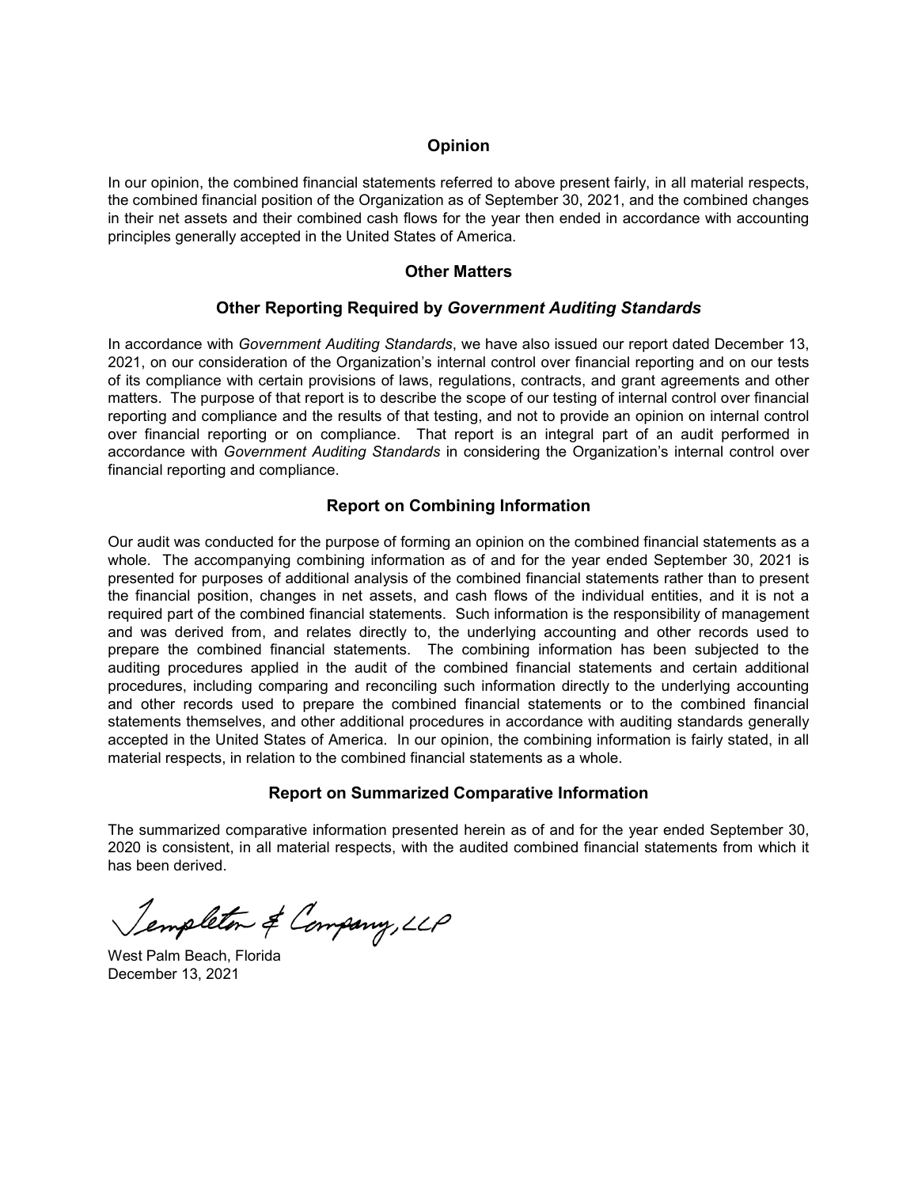## Opinion

In our opinion, the combined financial statements referred to above present fairly, in all material respects, the combined financial position of the Organization as of September 30, 2021, and the combined changes in their net assets and their combined cash flows for the year then ended in accordance with accounting principles generally accepted in the United States of America.

## Other Matters

### Other Reporting Required by *Government Auditing Standards*

In accordance with *Government Auditing Standards*, we have also issued our report dated December 13, 2021, on our consideration of the Organization's internal control over financial reporting and on our tests of its compliance with certain provisions of laws, regulations, contracts, and grant agreements and other matters. The purpose of that report is to describe the scope of our testing of internal control over financial reporting and compliance and the results of that testing, and not to provide an opinion on internal control over financial reporting or on compliance. That report is an integral part of an audit performed in accordance with *Government Auditing Standards* in considering the Organization's internal control over financial reporting and compliance.

### Report on Combining Information

Our audit was conducted for the purpose of forming an opinion on the combined financial statements as a whole. The accompanying combining information as of and for the year ended September 30, 2021 is presented for purposes of additional analysis of the combined financial statements rather than to present the financial position, changes in net assets, and cash flows of the individual entities, and it is not a required part of the combined financial statements. Such information is the responsibility of management and was derived from, and relates directly to, the underlying accounting and other records used to prepare the combined financial statements. The combining information has been subjected to the auditing procedures applied in the audit of the combined financial statements and certain additional procedures, including comparing and reconciling such information directly to the underlying accounting and other records used to prepare the combined financial statements or to the combined financial statements themselves, and other additional procedures in accordance with auditing standards generally accepted in the United States of America. In our opinion, the combining information is fairly stated, in all material respects, in relation to the combined financial statements as a whole.

### Report on Summarized Comparative Information

The summarized comparative information presented herein as of and for the year ended September 30, 2020 is consistent, in all material respects, with the audited combined financial statements from which it has been derived.

Templeton & Company, LLP

West Palm Beach, Florida
December 13, 2021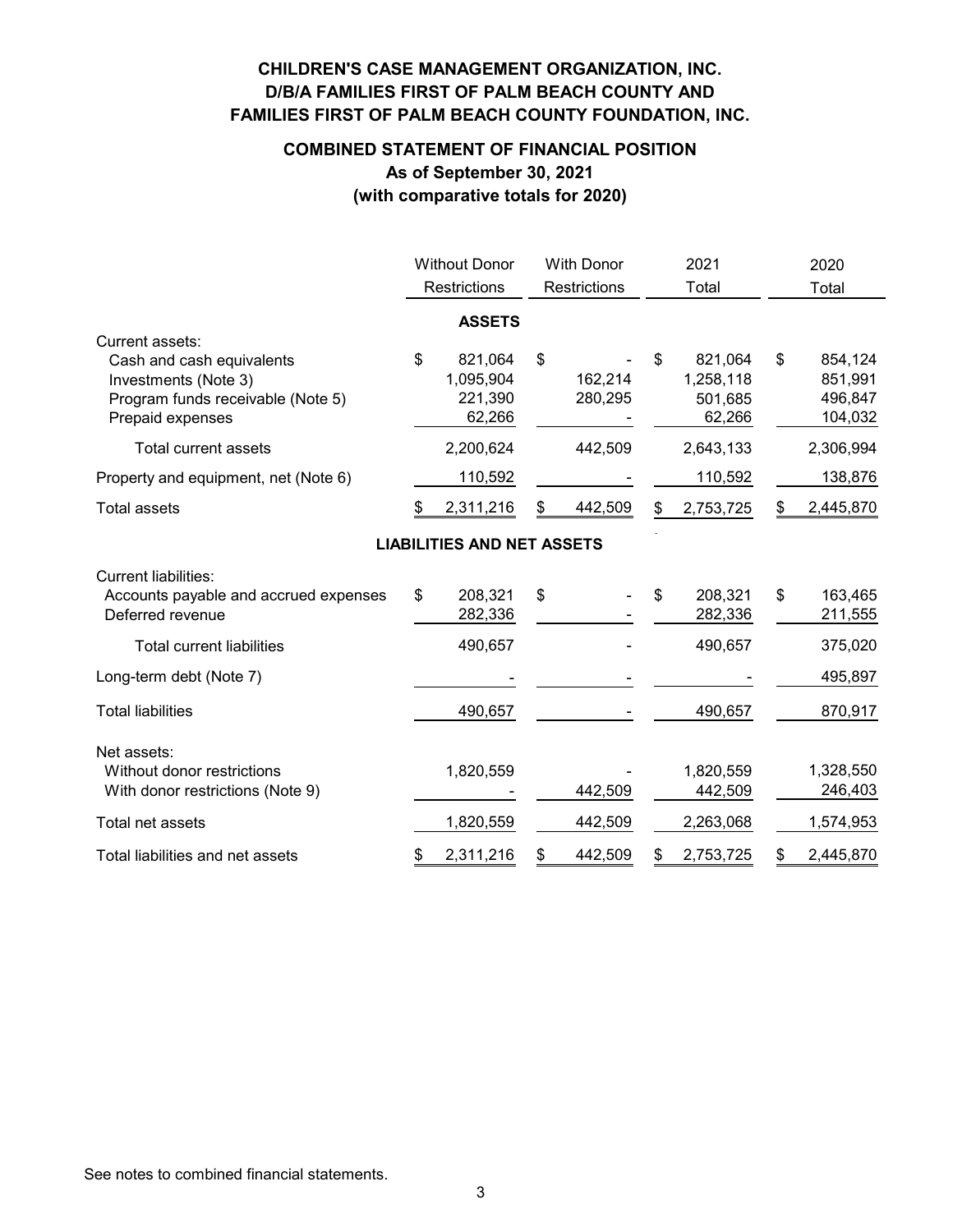# CHILDREN'S CASE MANAGEMENT ORGANIZATION, INC.
# D/B/A FAMILIES FIRST OF PALM BEACH COUNTY AND
# FAMILIES FIRST OF PALM BEACH COUNTY FOUNDATION, INC.

## COMBINED STATEMENT OF FINANCIAL POSITION
### As of September 30, 2021
### (with comparative totals for 2020)

| | Without Donor Restrictions | With Donor Restrictions | 2021 Total | 2020 Total |
|---|---|---|---|---|
| **ASSETS** | | | | |
| Current assets: | | | | |
| Cash and cash equivalents | $ 821,064 | $ - | $ 821,064 | $ 854,124 |
| Investments (Note 3) | 1,095,904 | 162,214 | 1,258,118 | 851,991 |
| Program funds receivable (Note 5) | 221,390 | 280,295 | 501,685 | 496,847 |
| Prepaid expenses | 62,266 | - | 62,266 | 104,032 |
| Total current assets | 2,200,624 | 442,509 | 2,643,133 | 2,306,994 |
| Property and equipment, net (Note 6) | 110,592 | - | 110,592 | 138,876 |
| Total assets | $ 2,311,216 | $ 442,509 | $ 2,753,725 | $ 2,445,870 |
| **LIABILITIES AND NET ASSETS** | | | | |
| Current liabilities: | | | | |
| Accounts payable and accrued expenses | $ 208,321 | $ - | $ 208,321 | $ 163,465 |
| Deferred revenue | 282,336 | - | 282,336 | 211,555 |
| Total current liabilities | 490,657 | - | 490,657 | 375,020 |
| Long-term debt (Note 7) | - | - | - | 495,897 |
| Total liabilities | 490,657 | - | 490,657 | 870,917 |
| Net assets: | | | | |
| Without donor restrictions | 1,820,559 | - | 1,820,559 | 1,328,550 |
| With donor restrictions (Note 9) | - | 442,509 | 442,509 | 246,403 |
| Total net assets | 1,820,559 | 442,509 | 2,263,068 | 1,574,953 |
| Total liabilities and net assets | $ 2,311,216 | $ 442,509 | $ 2,753,725 | $ 2,445,870 |

See notes to combined financial statements.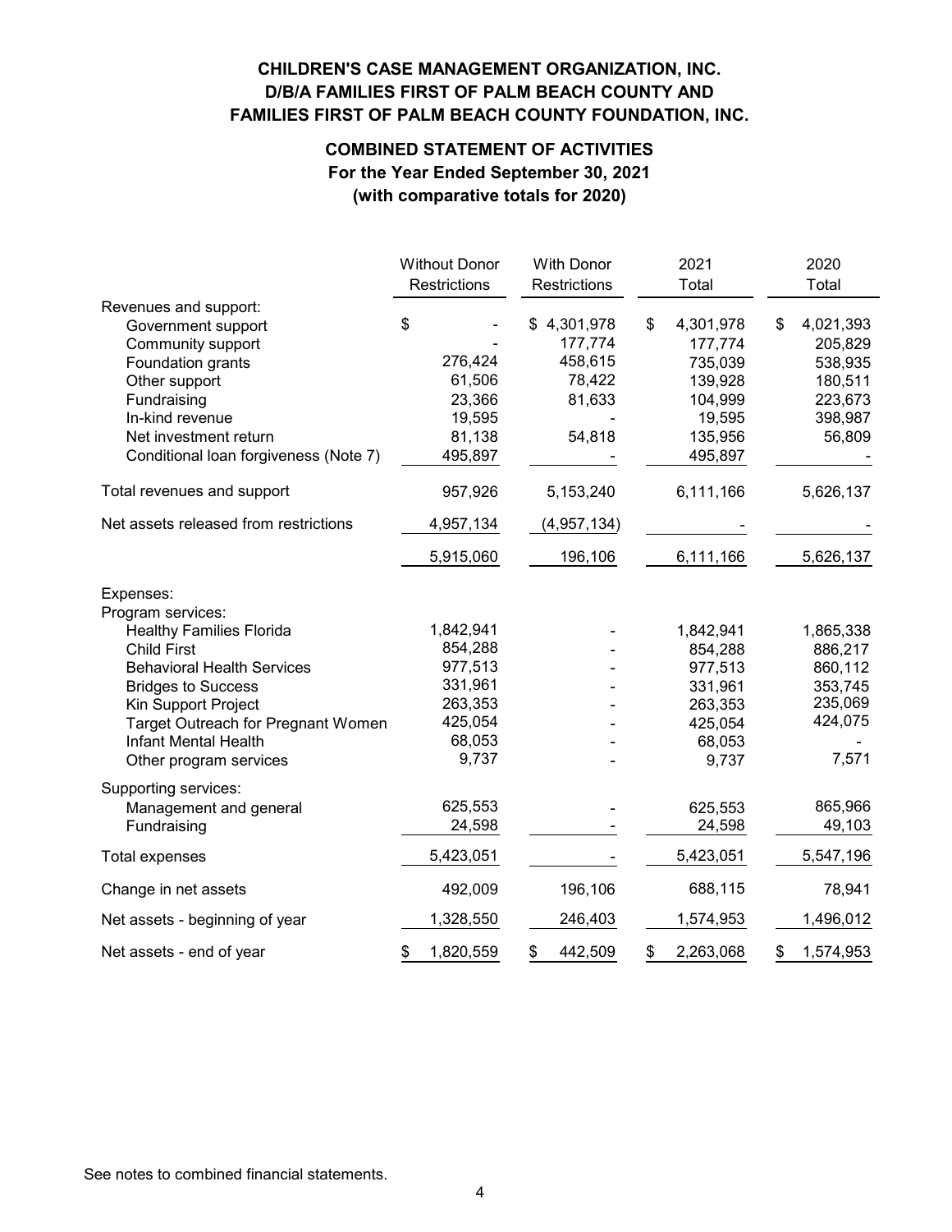# CHILDREN'S CASE MANAGEMENT ORGANIZATION, INC. D/B/A FAMILIES FIRST OF PALM BEACH COUNTY AND FAMILIES FIRST OF PALM BEACH COUNTY FOUNDATION, INC.

## COMBINED STATEMENT OF ACTIVITIES
### For the Year Ended September 30, 2021
### (with comparative totals for 2020)

| | Without Donor Restrictions | With Donor Restrictions | 2021 Total | 2020 Total |
|---|---|---|---|---|
| Revenues and support: | | | | |
| Government support | $ - | $ 4,301,978 | $ 4,301,978 | $ 4,021,393 |
| Community support | - | 177,774 | 177,774 | 205,829 |
| Foundation grants | 276,424 | 458,615 | 735,039 | 538,935 |
| Other support | 61,506 | 78,422 | 139,928 | 180,511 |
| Fundraising | 23,366 | 81,633 | 104,999 | 223,673 |
| In-kind revenue | 19,595 | - | 19,595 | 398,987 |
| Net investment return | 81,138 | 54,818 | 135,956 | 56,809 |
| Conditional loan forgiveness (Note 7) | 495,897 | - | 495,897 | - |
| Total revenues and support | 957,926 | 5,153,240 | 6,111,166 | 5,626,137 |
| Net assets released from restrictions | 4,957,134 | (4,957,134) | - | - |
| | 5,915,060 | 196,106 | 6,111,166 | 5,626,137 |
| Expenses: | | | | |
| Program services: | | | | |
| Healthy Families Florida | 1,842,941 | - | 1,842,941 | 1,865,338 |
| Child First | 854,288 | - | 854,288 | 886,217 |
| Behavioral Health Services | 977,513 | - | 977,513 | 860,112 |
| Bridges to Success | 331,961 | - | 331,961 | 353,745 |
| Kin Support Project | 263,353 | - | 263,353 | 235,069 |
| Target Outreach for Pregnant Women | 425,054 | - | 425,054 | 424,075 |
| Infant Mental Health | 68,053 | - | 68,053 | - |
| Other program services | 9,737 | - | 9,737 | 7,571 |
| Supporting services: | | | | |
| Management and general | 625,553 | - | 625,553 | 865,966 |
| Fundraising | 24,598 | - | 24,598 | 49,103 |
| Total expenses | 5,423,051 | - | 5,423,051 | 5,547,196 |
| Change in net assets | 492,009 | 196,106 | 688,115 | 78,941 |
| Net assets - beginning of year | 1,328,550 | 246,403 | 1,574,953 | 1,496,012 |
| Net assets - end of year | $ 1,820,559 | $ 442,509 | $ 2,263,068 | $ 1,574,953 |

See notes to combined financial statements.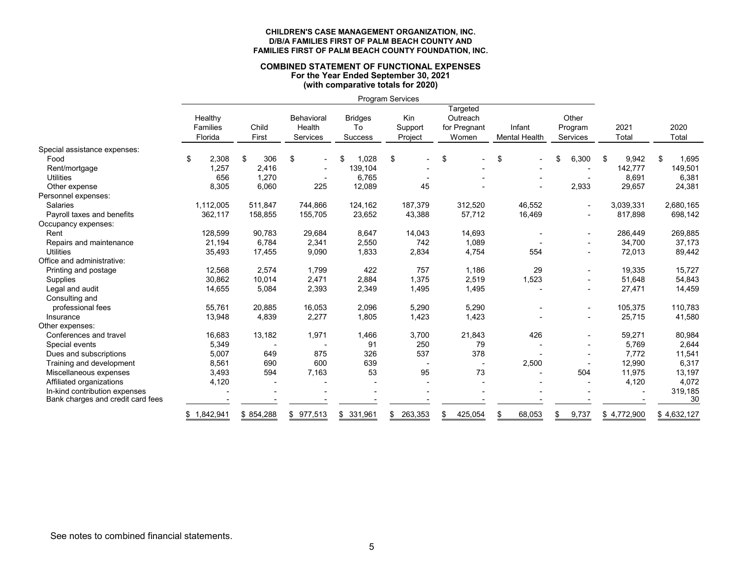**CHILDREN'S CASE MANAGEMENT ORGANIZATION, INC.**
**D/B/A FAMILIES FIRST OF PALM BEACH COUNTY AND**
**FAMILIES FIRST OF PALM BEACH COUNTY FOUNDATION, INC.**

**COMBINED STATEMENT OF FUNCTIONAL EXPENSES**
**For the Year Ended September 30, 2021**
**(with comparative totals for 2020)**

| | Program Services | | | | | | | | | |
|---|---|---|---|---|---|---|---|---|---|---|
| | Healthy Families Florida | Child First | Behavioral Health Services | Bridges To Success | Kin Support Project | Targeted Outreach for Pregnant Women | Infant Mental Health | Other Program Services | 2021 Total | 2020 Total |
| Special assistance expenses: | | | | | | | | | | |
| Food | $ 2,308 | $ 306 | $ - | $ 1,028 | $ - | $ - | $ - | $ 6,300 | $ 9,942 | $ 1,695 |
| Rent/mortgage | 1,257 | 2,416 | - | 139,104 | - | - | - | - | 142,777 | 149,501 |
| Utilities | 656 | 1,270 | - | 6,765 | - | - | - | - | 8,691 | 6,381 |
| Other expense | 8,305 | 6,060 | 225 | 12,089 | 45 | - | - | 2,933 | 29,657 | 24,381 |
| Personnel expenses: | | | | | | | | | | |
| Salaries | 1,112,005 | 511,847 | 744,866 | 124,162 | 187,379 | 312,520 | 46,552 | - | 3,039,331 | 2,680,165 |
| Payroll taxes and benefits | 362,117 | 158,855 | 155,705 | 23,652 | 43,388 | 57,712 | 16,469 | - | 817,898 | 698,142 |
| Occupancy expenses: | | | | | | | | | | |
| Rent | 128,599 | 90,783 | 29,684 | 8,647 | 14,043 | 14,693 | - | - | 286,449 | 269,885 |
| Repairs and maintenance | 21,194 | 6,784 | 2,341 | 2,550 | 742 | 1,089 | - | - | 34,700 | 37,173 |
| Utilities | 35,493 | 17,455 | 9,090 | 1,833 | 2,834 | 4,754 | 554 | - | 72,013 | 89,442 |
| Office and administrative: | | | | | | | | | | |
| Printing and postage | 12,568 | 2,574 | 1,799 | 422 | 757 | 1,186 | 29 | - | 19,335 | 15,727 |
| Supplies | 30,862 | 10,014 | 2,471 | 2,884 | 1,375 | 2,519 | 1,523 | - | 51,648 | 54,843 |
| Legal and audit | 14,655 | 5,084 | 2,393 | 2,349 | 1,495 | 1,495 | - | - | 27,471 | 14,459 |
| Consulting and professional fees | 55,761 | 20,885 | 16,053 | 2,096 | 5,290 | 5,290 | - | - | 105,375 | 110,783 |
| Insurance | 13,948 | 4,839 | 2,277 | 1,805 | 1,423 | 1,423 | - | - | 25,715 | 41,580 |
| Other expenses: | | | | | | | | | | |
| Conferences and travel | 16,683 | 13,182 | 1,971 | 1,466 | 3,700 | 21,843 | 426 | - | 59,271 | 80,984 |
| Special events | 5,349 | - | - | 91 | 250 | 79 | - | - | 5,769 | 2,644 |
| Dues and subscriptions | 5,007 | 649 | 875 | 326 | 537 | 378 | - | - | 7,772 | 11,541 |
| Training and development | 8,561 | 690 | 600 | 639 | - | - | 2,500 | - | 12,990 | 6,317 |
| Miscellaneous expenses | 3,493 | 594 | 7,163 | 53 | 95 | 73 | - | 504 | 11,975 | 13,197 |
| Affiliated organizations | 4,120 | - | - | - | - | - | - | - | 4,120 | 4,072 |
| In-kind contribution expenses | - | - | - | - | - | - | - | - | - | 319,185 |
| Bank charges and credit card fees | - | - | - | - | - | - | - | - | - | 30 |
| | $ 1,842,941 | $ 854,288 | $ 977,513 | $ 331,961 | $ 263,353 | $ 425,054 | $ 68,053 | $ 9,737 | $ 4,772,900 | $ 4,632,127 |

See notes to combined financial statements.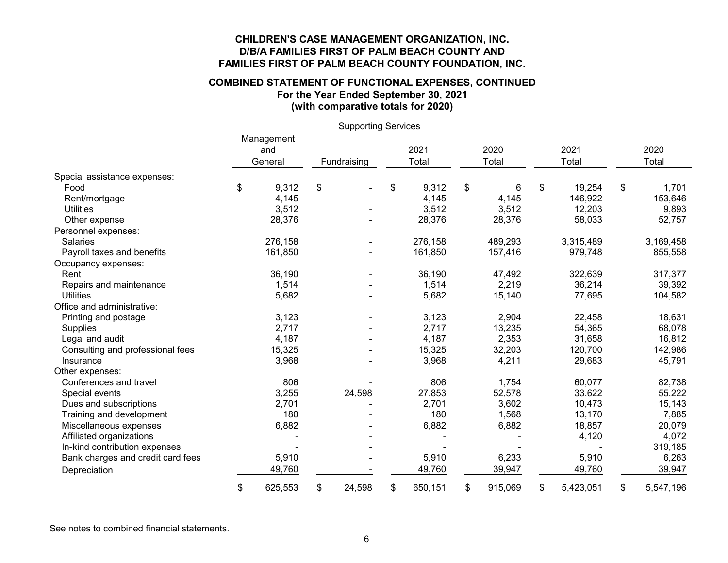**CHILDREN'S CASE MANAGEMENT ORGANIZATION, INC.**
**D/B/A FAMILIES FIRST OF PALM BEACH COUNTY AND**
**FAMILIES FIRST OF PALM BEACH COUNTY FOUNDATION, INC.**

**COMBINED STATEMENT OF FUNCTIONAL EXPENSES, CONTINUED**
**For the Year Ended September 30, 2021**
**(with comparative totals for 2020)**

| | Supporting Services | | | | | |
|---|---|---|---|---|---|---|
| | Management and General | Fundraising | 2021 Total | 2020 Total | 2021 Total | 2020 Total |
| Special assistance expenses: | | | | | | |
| Food | $ 9,312 | $ - | $ 9,312 | $ 6 | $ 19,254 | $ 1,701 |
| Rent/mortgage | 4,145 | - | 4,145 | 4,145 | 146,922 | 153,646 |
| Utilities | 3,512 | - | 3,512 | 3,512 | 12,203 | 9,893 |
| Other expense | 28,376 | - | 28,376 | 28,376 | 58,033 | 52,757 |
| Personnel expenses: | | | | | | |
| Salaries | 276,158 | - | 276,158 | 489,293 | 3,315,489 | 3,169,458 |
| Payroll taxes and benefits | 161,850 | - | 161,850 | 157,416 | 979,748 | 855,558 |
| Occupancy expenses: | | | | | | |
| Rent | 36,190 | - | 36,190 | 47,492 | 322,639 | 317,377 |
| Repairs and maintenance | 1,514 | - | 1,514 | 2,219 | 36,214 | 39,392 |
| Utilities | 5,682 | - | 5,682 | 15,140 | 77,695 | 104,582 |
| Office and administrative: | | | | | | |
| Printing and postage | 3,123 | - | 3,123 | 2,904 | 22,458 | 18,631 |
| Supplies | 2,717 | - | 2,717 | 13,235 | 54,365 | 68,078 |
| Legal and audit | 4,187 | - | 4,187 | 2,353 | 31,658 | 16,812 |
| Consulting and professional fees | 15,325 | - | 15,325 | 32,203 | 120,700 | 142,986 |
| Insurance | 3,968 | - | 3,968 | 4,211 | 29,683 | 45,791 |
| Other expenses: | | | | | | |
| Conferences and travel | 806 | - | 806 | 1,754 | 60,077 | 82,738 |
| Special events | 3,255 | 24,598 | 27,853 | 52,578 | 33,622 | 55,222 |
| Dues and subscriptions | 2,701 | - | 2,701 | 3,602 | 10,473 | 15,143 |
| Training and development | 180 | - | 180 | 1,568 | 13,170 | 7,885 |
| Miscellaneous expenses | 6,882 | - | 6,882 | 6,882 | 18,857 | 20,079 |
| Affiliated organizations | - | - | - | - | 4,120 | 4,072 |
| In-kind contribution expenses | - | - | - | - | - | 319,185 |
| Bank charges and credit card fees | 5,910 | - | 5,910 | 6,233 | 5,910 | 6,263 |
| Depreciation | 49,760 | - | 49,760 | 39,947 | 49,760 | 39,947 |
| | $ 625,553 | $ 24,598 | $ 650,151 | $ 915,069 | $ 5,423,051 | $ 5,547,196 |

See notes to combined financial statements.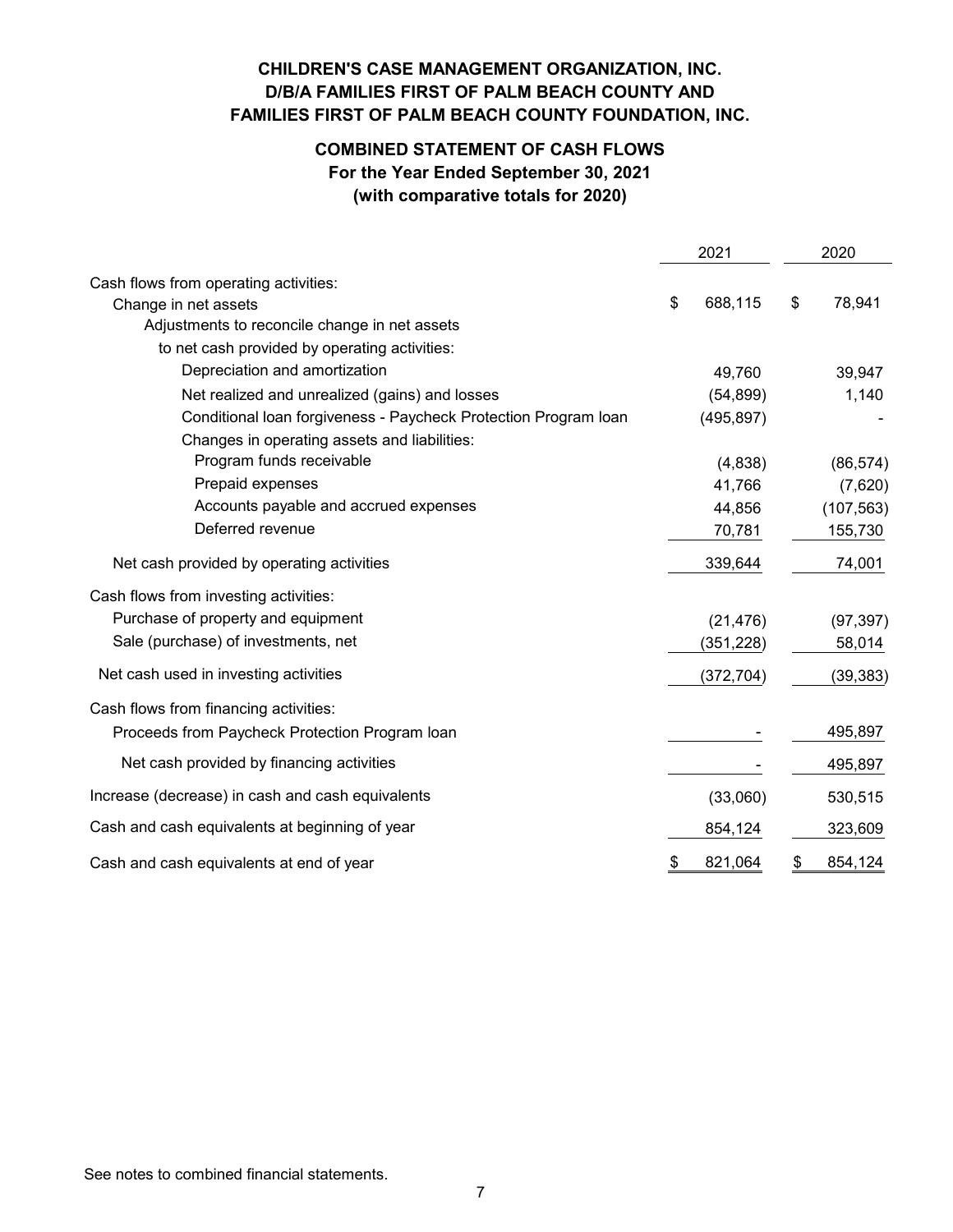# CHILDREN'S CASE MANAGEMENT ORGANIZATION, INC.
# D/B/A FAMILIES FIRST OF PALM BEACH COUNTY AND
# FAMILIES FIRST OF PALM BEACH COUNTY FOUNDATION, INC.

## COMBINED STATEMENT OF CASH FLOWS
### For the Year Ended September 30, 2021
### (with comparative totals for 2020)

| | 2021 | 2020 |
|---|---|---|
| Cash flows from operating activities: | | |
| Change in net assets | $ 688,115 | $ 78,941 |
| Adjustments to reconcile change in net assets to net cash provided by operating activities: | | |
| Depreciation and amortization | 49,760 | 39,947 |
| Net realized and unrealized (gains) and losses | (54,899) | 1,140 |
| Conditional loan forgiveness - Paycheck Protection Program loan | (495,897) | - |
| Changes in operating assets and liabilities: | | |
| Program funds receivable | (4,838) | (86,574) |
| Prepaid expenses | 41,766 | (7,620) |
| Accounts payable and accrued expenses | 44,856 | (107,563) |
| Deferred revenue | 70,781 | 155,730 |
| Net cash provided by operating activities | 339,644 | 74,001 |
| Cash flows from investing activities: | | |
| Purchase of property and equipment | (21,476) | (97,397) |
| Sale (purchase) of investments, net | (351,228) | 58,014 |
| Net cash used in investing activities | (372,704) | (39,383) |
| Cash flows from financing activities: | | |
| Proceeds from Paycheck Protection Program loan | - | 495,897 |
| Net cash provided by financing activities | - | 495,897 |
| Increase (decrease) in cash and cash equivalents | (33,060) | 530,515 |
| Cash and cash equivalents at beginning of year | 854,124 | 323,609 |
| Cash and cash equivalents at end of year | $ 821,064 | $ 854,124 |

See notes to combined financial statements.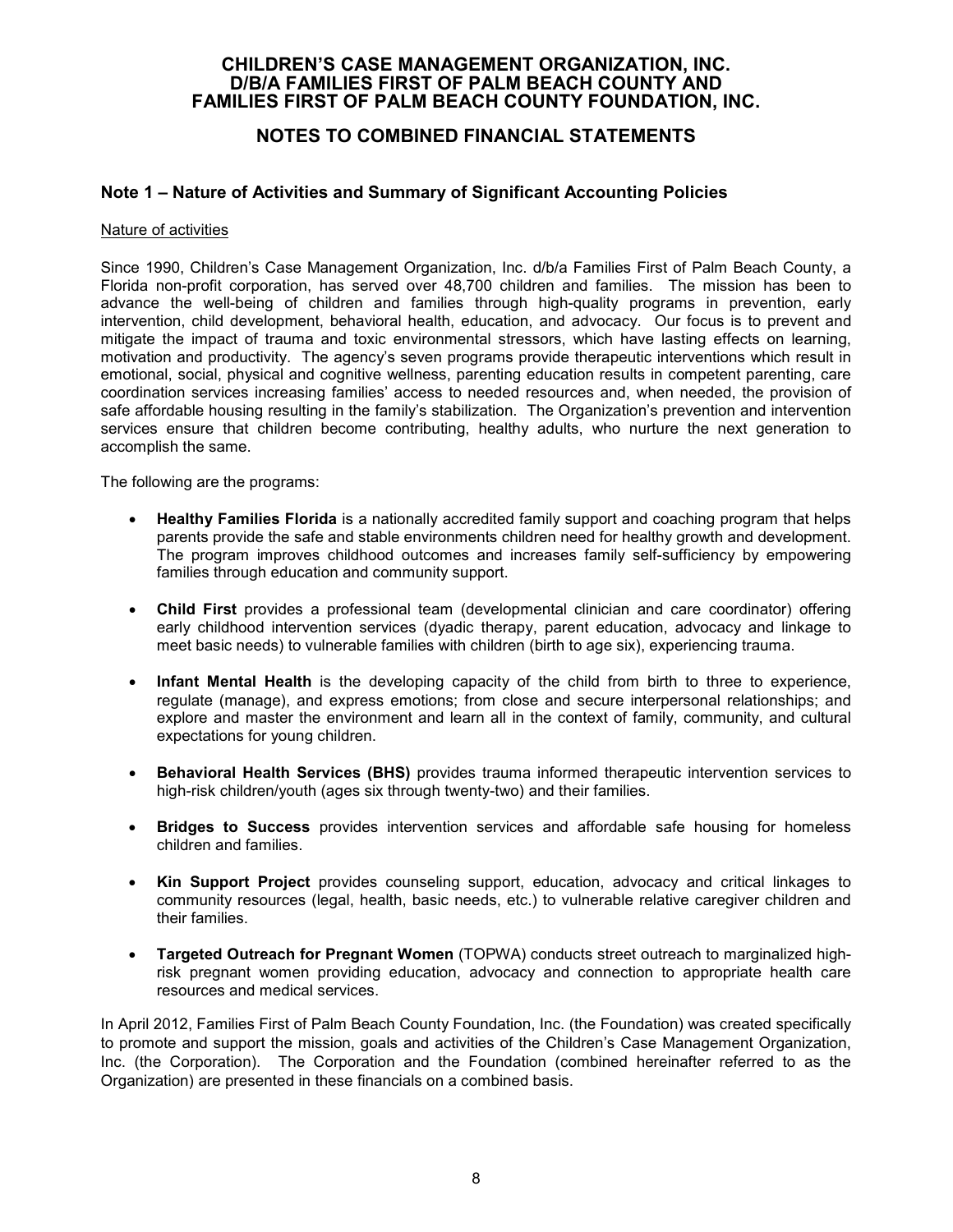# CHILDREN'S CASE MANAGEMENT ORGANIZATION, INC. D/B/A FAMILIES FIRST OF PALM BEACH COUNTY AND FAMILIES FIRST OF PALM BEACH COUNTY FOUNDATION, INC.

## NOTES TO COMBINED FINANCIAL STATEMENTS

### Note 1 – Nature of Activities and Summary of Significant Accounting Policies

Nature of activities

Since 1990, Children's Case Management Organization, Inc. d/b/a Families First of Palm Beach County, a Florida non-profit corporation, has served over 48,700 children and families. The mission has been to advance the well-being of children and families through high-quality programs in prevention, early intervention, child development, behavioral health, education, and advocacy. Our focus is to prevent and mitigate the impact of trauma and toxic environmental stressors, which have lasting effects on learning, motivation and productivity. The agency's seven programs provide therapeutic interventions which result in emotional, social, physical and cognitive wellness, parenting education results in competent parenting, care coordination services increasing families' access to needed resources and, when needed, the provision of safe affordable housing resulting in the family's stabilization. The Organization's prevention and intervention services ensure that children become contributing, healthy adults, who nurture the next generation to accomplish the same.

The following are the programs:

- **Healthy Families Florida** is a nationally accredited family support and coaching program that helps parents provide the safe and stable environments children need for healthy growth and development. The program improves childhood outcomes and increases family self-sufficiency by empowering families through education and community support.
- **Child First** provides a professional team (developmental clinician and care coordinator) offering early childhood intervention services (dyadic therapy, parent education, advocacy and linkage to meet basic needs) to vulnerable families with children (birth to age six), experiencing trauma.
- **Infant Mental Health** is the developing capacity of the child from birth to three to experience, regulate (manage), and express emotions; from close and secure interpersonal relationships; and explore and master the environment and learn all in the context of family, community, and cultural expectations for young children.
- **Behavioral Health Services (BHS)** provides trauma informed therapeutic intervention services to high-risk children/youth (ages six through twenty-two) and their families.
- **Bridges to Success** provides intervention services and affordable safe housing for homeless children and families.
- **Kin Support Project** provides counseling support, education, advocacy and critical linkages to community resources (legal, health, basic needs, etc.) to vulnerable relative caregiver children and their families.
- **Targeted Outreach for Pregnant Women** (TOPWA) conducts street outreach to marginalized high-risk pregnant women providing education, advocacy and connection to appropriate health care resources and medical services.

In April 2012, Families First of Palm Beach County Foundation, Inc. (the Foundation) was created specifically to promote and support the mission, goals and activities of the Children's Case Management Organization, Inc. (the Corporation). The Corporation and the Foundation (combined hereinafter referred to as the Organization) are presented in these financials on a combined basis.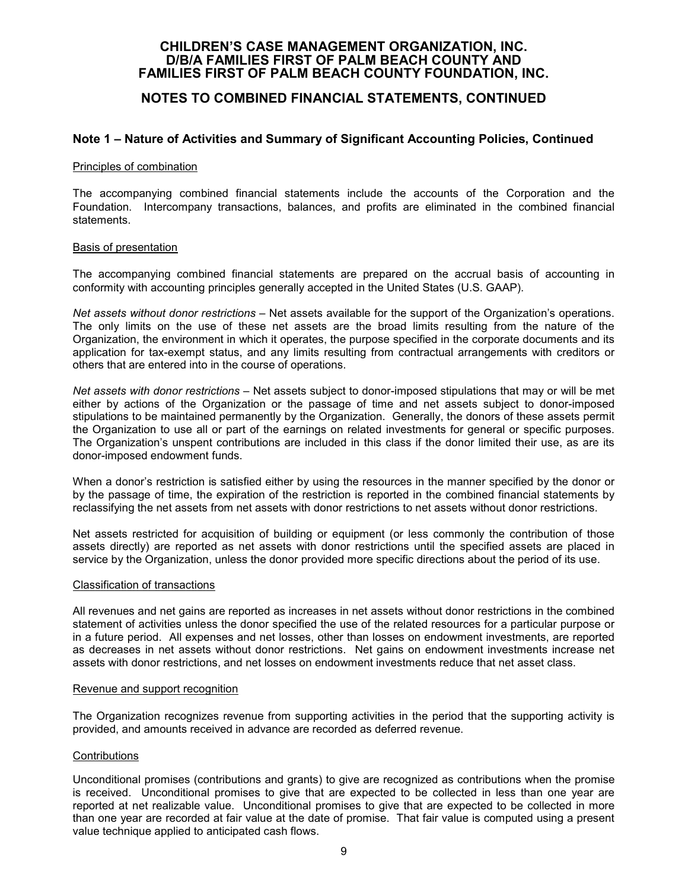# CHILDREN'S CASE MANAGEMENT ORGANIZATION, INC. D/B/A FAMILIES FIRST OF PALM BEACH COUNTY AND FAMILIES FIRST OF PALM BEACH COUNTY FOUNDATION, INC.

## NOTES TO COMBINED FINANCIAL STATEMENTS, CONTINUED

### Note 1 – Nature of Activities and Summary of Significant Accounting Policies, Continued

Principles of combination

The accompanying combined financial statements include the accounts of the Corporation and the Foundation. Intercompany transactions, balances, and profits are eliminated in the combined financial statements.

Basis of presentation

The accompanying combined financial statements are prepared on the accrual basis of accounting in conformity with accounting principles generally accepted in the United States (U.S. GAAP).

*Net assets without donor restrictions* – Net assets available for the support of the Organization's operations. The only limits on the use of these net assets are the broad limits resulting from the nature of the Organization, the environment in which it operates, the purpose specified in the corporate documents and its application for tax-exempt status, and any limits resulting from contractual arrangements with creditors or others that are entered into in the course of operations.

*Net assets with donor restrictions* – Net assets subject to donor-imposed stipulations that may or will be met either by actions of the Organization or the passage of time and net assets subject to donor-imposed stipulations to be maintained permanently by the Organization. Generally, the donors of these assets permit the Organization to use all or part of the earnings on related investments for general or specific purposes. The Organization's unspent contributions are included in this class if the donor limited their use, as are its donor-imposed endowment funds.

When a donor's restriction is satisfied either by using the resources in the manner specified by the donor or by the passage of time, the expiration of the restriction is reported in the combined financial statements by reclassifying the net assets from net assets with donor restrictions to net assets without donor restrictions.

Net assets restricted for acquisition of building or equipment (or less commonly the contribution of those assets directly) are reported as net assets with donor restrictions until the specified assets are placed in service by the Organization, unless the donor provided more specific directions about the period of its use.

Classification of transactions

All revenues and net gains are reported as increases in net assets without donor restrictions in the combined statement of activities unless the donor specified the use of the related resources for a particular purpose or in a future period. All expenses and net losses, other than losses on endowment investments, are reported as decreases in net assets without donor restrictions. Net gains on endowment investments increase net assets with donor restrictions, and net losses on endowment investments reduce that net asset class.

Revenue and support recognition

The Organization recognizes revenue from supporting activities in the period that the supporting activity is provided, and amounts received in advance are recorded as deferred revenue.

Contributions

Unconditional promises (contributions and grants) to give are recognized as contributions when the promise is received. Unconditional promises to give that are expected to be collected in less than one year are reported at net realizable value. Unconditional promises to give that are expected to be collected in more than one year are recorded at fair value at the date of promise. That fair value is computed using a present value technique applied to anticipated cash flows.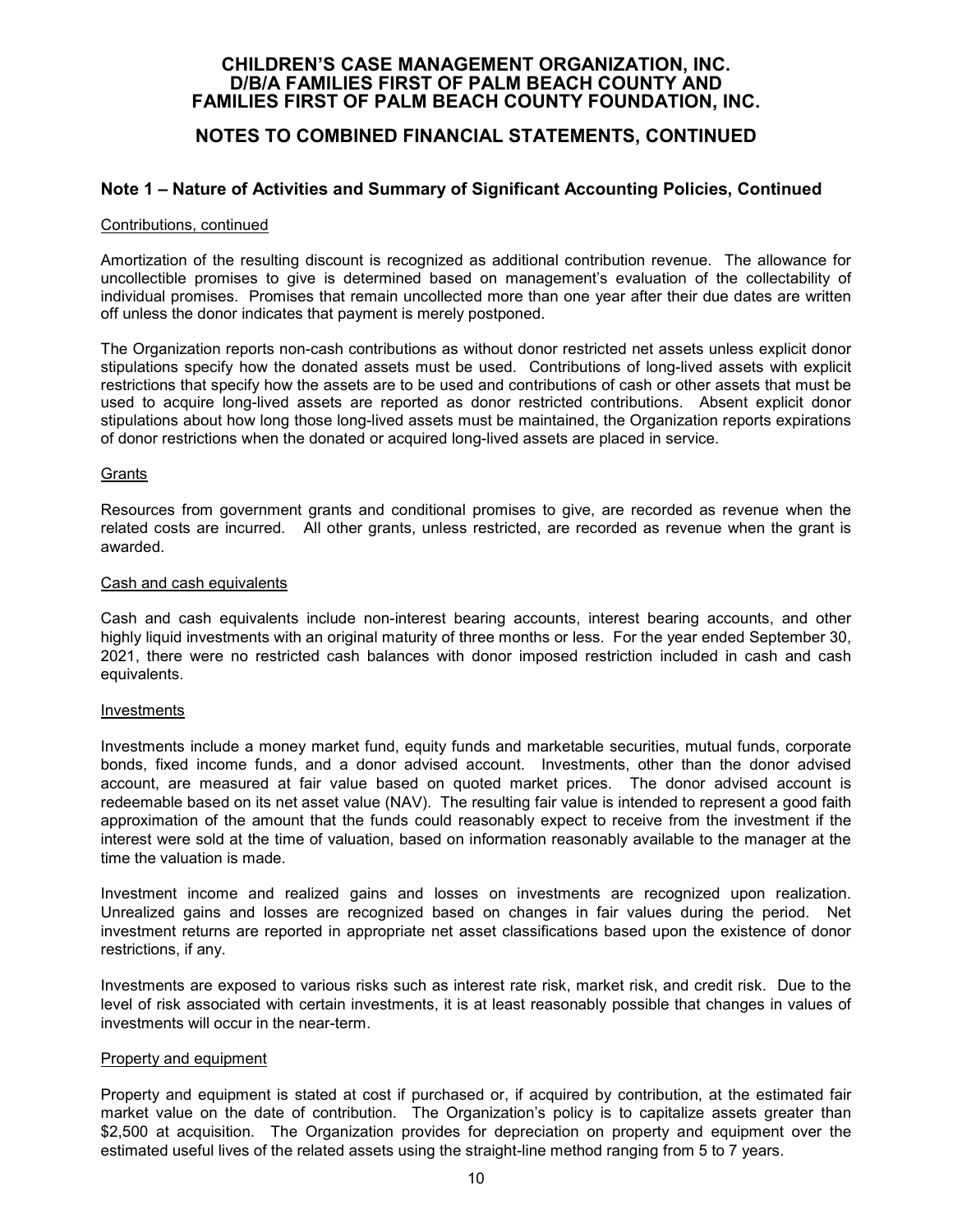# CHILDREN'S CASE MANAGEMENT ORGANIZATION, INC. D/B/A FAMILIES FIRST OF PALM BEACH COUNTY AND FAMILIES FIRST OF PALM BEACH COUNTY FOUNDATION, INC.

## NOTES TO COMBINED FINANCIAL STATEMENTS, CONTINUED

### Note 1 – Nature of Activities and Summary of Significant Accounting Policies, Continued

Contributions, continued

Amortization of the resulting discount is recognized as additional contribution revenue. The allowance for uncollectible promises to give is determined based on management's evaluation of the collectability of individual promises. Promises that remain uncollected more than one year after their due dates are written off unless the donor indicates that payment is merely postponed.

The Organization reports non-cash contributions as without donor restricted net assets unless explicit donor stipulations specify how the donated assets must be used. Contributions of long-lived assets with explicit restrictions that specify how the assets are to be used and contributions of cash or other assets that must be used to acquire long-lived assets are reported as donor restricted contributions. Absent explicit donor stipulations about how long those long-lived assets must be maintained, the Organization reports expirations of donor restrictions when the donated or acquired long-lived assets are placed in service.

Grants

Resources from government grants and conditional promises to give, are recorded as revenue when the related costs are incurred. All other grants, unless restricted, are recorded as revenue when the grant is awarded.

Cash and cash equivalents

Cash and cash equivalents include non-interest bearing accounts, interest bearing accounts, and other highly liquid investments with an original maturity of three months or less. For the year ended September 30, 2021, there were no restricted cash balances with donor imposed restriction included in cash and cash equivalents.

Investments

Investments include a money market fund, equity funds and marketable securities, mutual funds, corporate bonds, fixed income funds, and a donor advised account. Investments, other than the donor advised account, are measured at fair value based on quoted market prices. The donor advised account is redeemable based on its net asset value (NAV). The resulting fair value is intended to represent a good faith approximation of the amount that the funds could reasonably expect to receive from the investment if the interest were sold at the time of valuation, based on information reasonably available to the manager at the time the valuation is made.

Investment income and realized gains and losses on investments are recognized upon realization. Unrealized gains and losses are recognized based on changes in fair values during the period. Net investment returns are reported in appropriate net asset classifications based upon the existence of donor restrictions, if any.

Investments are exposed to various risks such as interest rate risk, market risk, and credit risk. Due to the level of risk associated with certain investments, it is at least reasonably possible that changes in values of investments will occur in the near-term.

Property and equipment

Property and equipment is stated at cost if purchased or, if acquired by contribution, at the estimated fair market value on the date of contribution. The Organization's policy is to capitalize assets greater than $2,500 at acquisition. The Organization provides for depreciation on property and equipment over the estimated useful lives of the related assets using the straight-line method ranging from 5 to 7 years.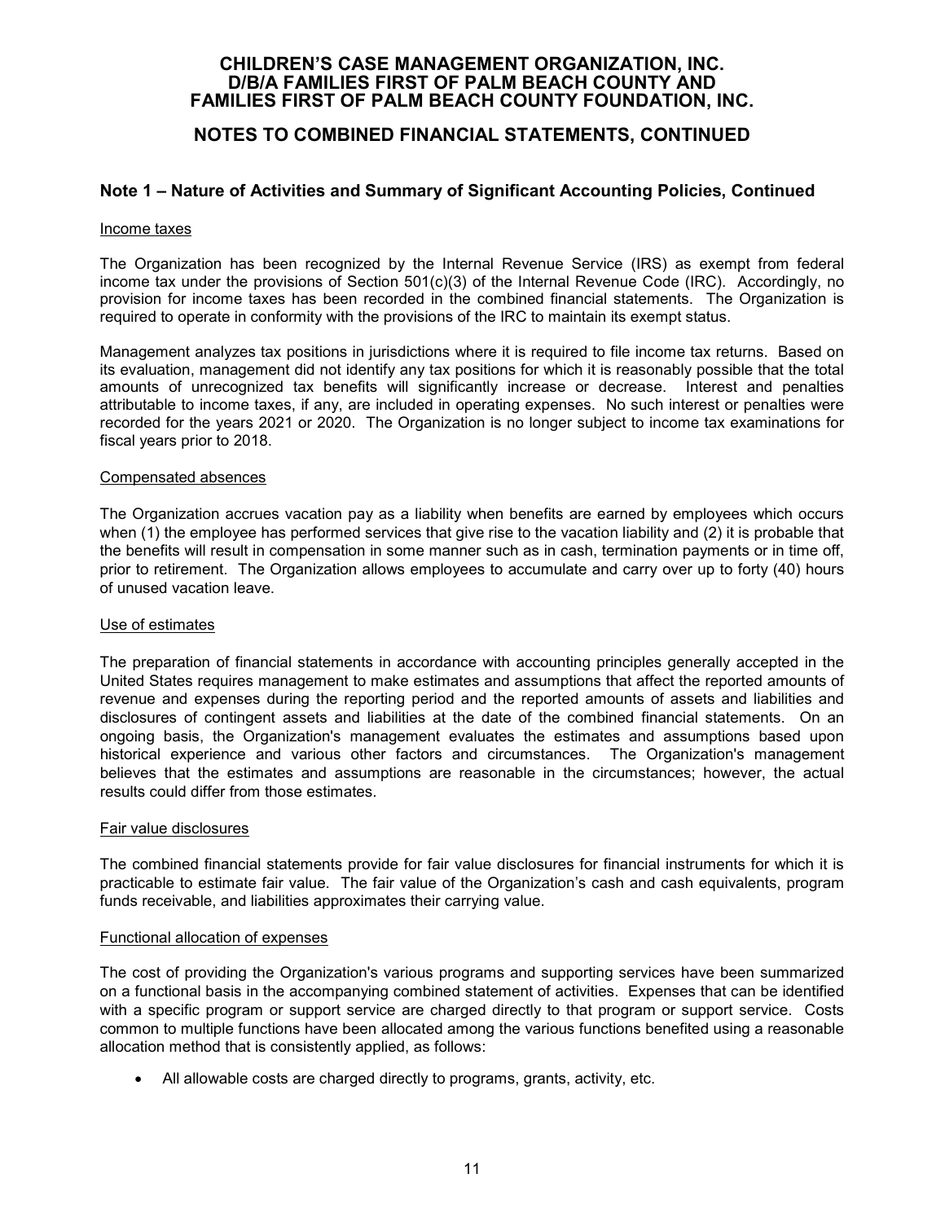# CHILDREN'S CASE MANAGEMENT ORGANIZATION, INC.
# D/B/A FAMILIES FIRST OF PALM BEACH COUNTY AND
# FAMILIES FIRST OF PALM BEACH COUNTY FOUNDATION, INC.

## NOTES TO COMBINED FINANCIAL STATEMENTS, CONTINUED

### Note 1 – Nature of Activities and Summary of Significant Accounting Policies, Continued

Income taxes

The Organization has been recognized by the Internal Revenue Service (IRS) as exempt from federal income tax under the provisions of Section 501(c)(3) of the Internal Revenue Code (IRC). Accordingly, no provision for income taxes has been recorded in the combined financial statements. The Organization is required to operate in conformity with the provisions of the IRC to maintain its exempt status.

Management analyzes tax positions in jurisdictions where it is required to file income tax returns. Based on its evaluation, management did not identify any tax positions for which it is reasonably possible that the total amounts of unrecognized tax benefits will significantly increase or decrease. Interest and penalties attributable to income taxes, if any, are included in operating expenses. No such interest or penalties were recorded for the years 2021 or 2020. The Organization is no longer subject to income tax examinations for fiscal years prior to 2018.

Compensated absences

The Organization accrues vacation pay as a liability when benefits are earned by employees which occurs when (1) the employee has performed services that give rise to the vacation liability and (2) it is probable that the benefits will result in compensation in some manner such as in cash, termination payments or in time off, prior to retirement. The Organization allows employees to accumulate and carry over up to forty (40) hours of unused vacation leave.

Use of estimates

The preparation of financial statements in accordance with accounting principles generally accepted in the United States requires management to make estimates and assumptions that affect the reported amounts of revenue and expenses during the reporting period and the reported amounts of assets and liabilities and disclosures of contingent assets and liabilities at the date of the combined financial statements. On an ongoing basis, the Organization's management evaluates the estimates and assumptions based upon historical experience and various other factors and circumstances. The Organization's management believes that the estimates and assumptions are reasonable in the circumstances; however, the actual results could differ from those estimates.

Fair value disclosures

The combined financial statements provide for fair value disclosures for financial instruments for which it is practicable to estimate fair value. The fair value of the Organization's cash and cash equivalents, program funds receivable, and liabilities approximates their carrying value.

Functional allocation of expenses

The cost of providing the Organization's various programs and supporting services have been summarized on a functional basis in the accompanying combined statement of activities. Expenses that can be identified with a specific program or support service are charged directly to that program or support service. Costs common to multiple functions have been allocated among the various functions benefited using a reasonable allocation method that is consistently applied, as follows:

- All allowable costs are charged directly to programs, grants, activity, etc.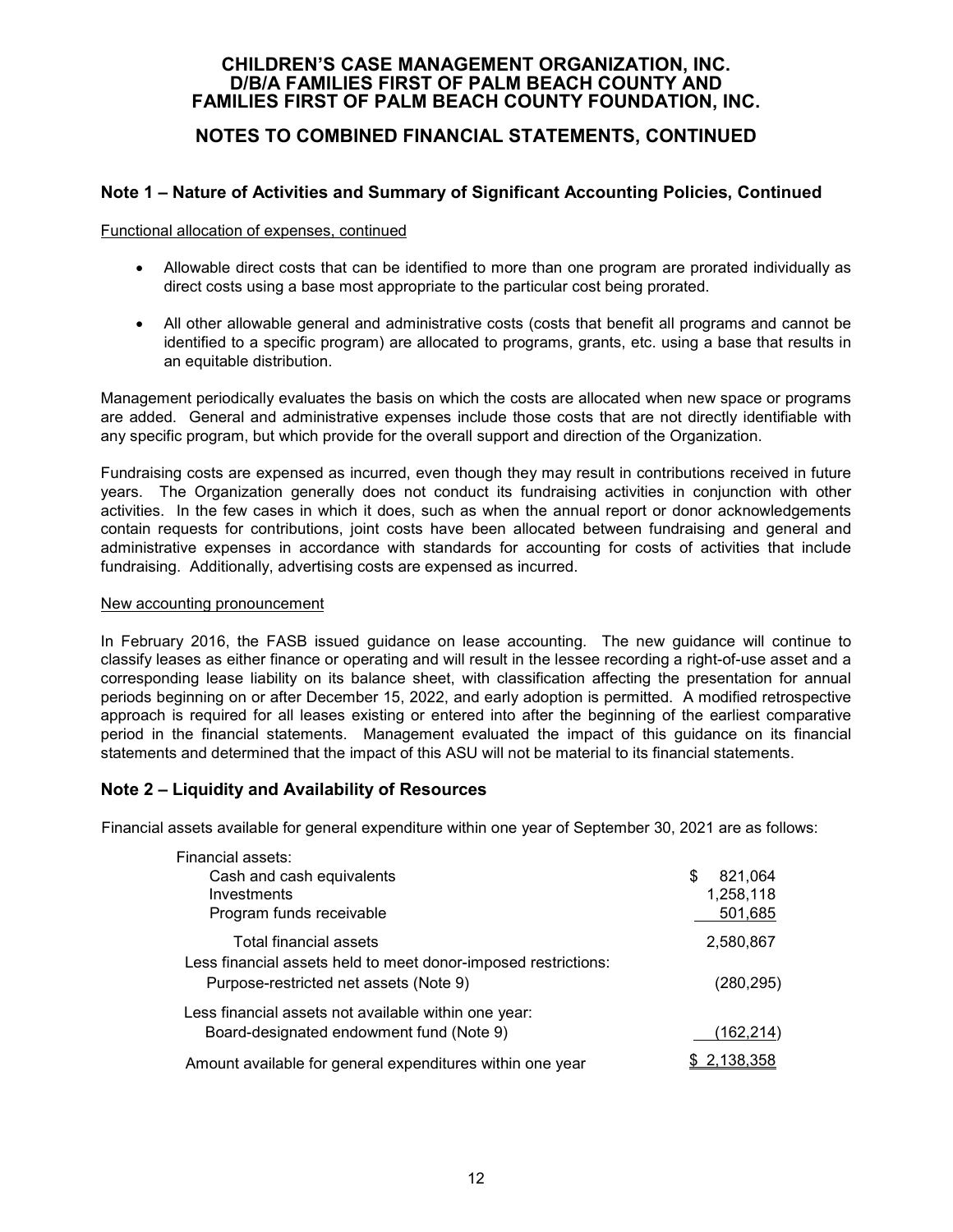# CHILDREN'S CASE MANAGEMENT ORGANIZATION, INC. D/B/A FAMILIES FIRST OF PALM BEACH COUNTY AND FAMILIES FIRST OF PALM BEACH COUNTY FOUNDATION, INC.

## NOTES TO COMBINED FINANCIAL STATEMENTS, CONTINUED

### Note 1 – Nature of Activities and Summary of Significant Accounting Policies, Continued

Functional allocation of expenses, continued

- Allowable direct costs that can be identified to more than one program are prorated individually as direct costs using a base most appropriate to the particular cost being prorated.
- All other allowable general and administrative costs (costs that benefit all programs and cannot be identified to a specific program) are allocated to programs, grants, etc. using a base that results in an equitable distribution.

Management periodically evaluates the basis on which the costs are allocated when new space or programs are added. General and administrative expenses include those costs that are not directly identifiable with any specific program, but which provide for the overall support and direction of the Organization.

Fundraising costs are expensed as incurred, even though they may result in contributions received in future years. The Organization generally does not conduct its fundraising activities in conjunction with other activities. In the few cases in which it does, such as when the annual report or donor acknowledgements contain requests for contributions, joint costs have been allocated between fundraising and general and administrative expenses in accordance with standards for accounting for costs of activities that include fundraising. Additionally, advertising costs are expensed as incurred.

New accounting pronouncement

In February 2016, the FASB issued guidance on lease accounting. The new guidance will continue to classify leases as either finance or operating and will result in the lessee recording a right-of-use asset and a corresponding lease liability on its balance sheet, with classification affecting the presentation for annual periods beginning on or after December 15, 2022, and early adoption is permitted. A modified retrospective approach is required for all leases existing or entered into after the beginning of the earliest comparative period in the financial statements. Management evaluated the impact of this guidance on its financial statements and determined that the impact of this ASU will not be material to its financial statements.

### Note 2 – Liquidity and Availability of Resources

Financial assets available for general expenditure within one year of September 30, 2021 are as follows:

| | |
|---|---|
| Financial assets: | |
| Cash and cash equivalents | $ 821,064 |
| Investments | 1,258,118 |
| Program funds receivable | 501,685 |
| Total financial assets | 2,580,867 |
| Less financial assets held to meet donor-imposed restrictions: | |
| Purpose-restricted net assets (Note 9) | (280,295) |
| Less financial assets not available within one year: | |
| Board-designated endowment fund (Note 9) | (162,214) |
| Amount available for general expenditures within one year | $ 2,138,358 |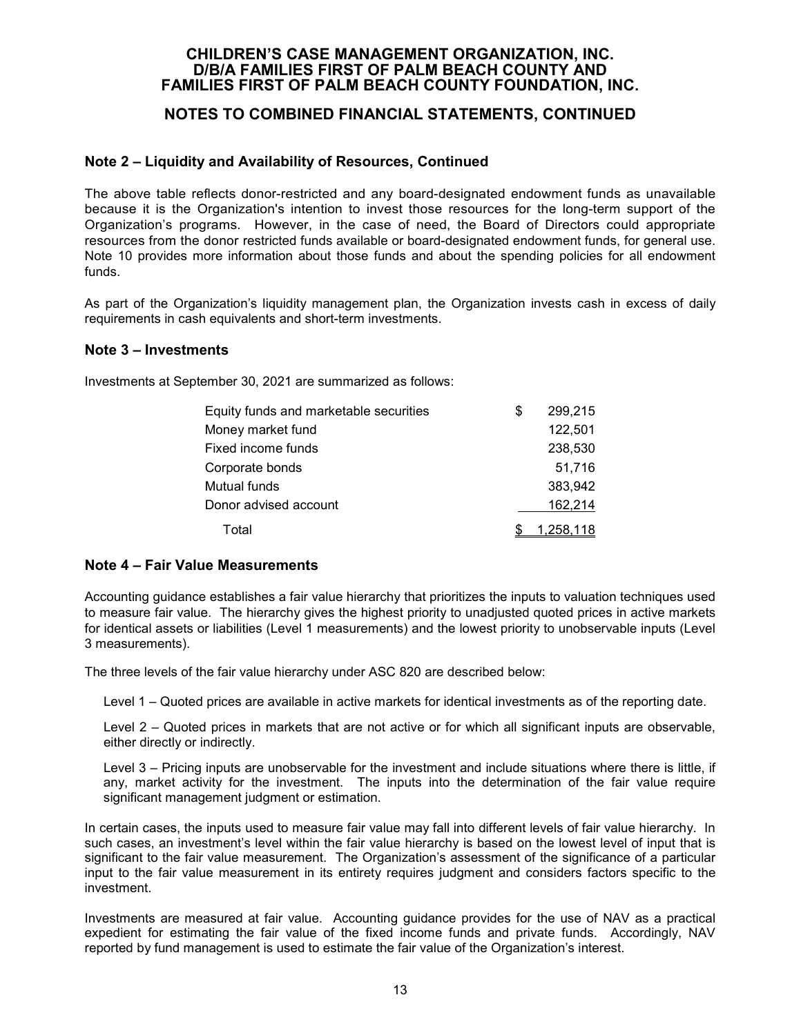# CHILDREN'S CASE MANAGEMENT ORGANIZATION, INC.
# D/B/A FAMILIES FIRST OF PALM BEACH COUNTY AND
# FAMILIES FIRST OF PALM BEACH COUNTY FOUNDATION, INC.

## NOTES TO COMBINED FINANCIAL STATEMENTS, CONTINUED

### Note 2 – Liquidity and Availability of Resources, Continued

The above table reflects donor-restricted and any board-designated endowment funds as unavailable because it is the Organization's intention to invest those resources for the long-term support of the Organization's programs. However, in the case of need, the Board of Directors could appropriate resources from the donor restricted funds available or board-designated endowment funds, for general use. Note 10 provides more information about those funds and about the spending policies for all endowment funds.

As part of the Organization's liquidity management plan, the Organization invests cash in excess of daily requirements in cash equivalents and short-term investments.

### Note 3 – Investments

Investments at September 30, 2021 are summarized as follows:

| | |
|---|---|
| Equity funds and marketable securities | $ 299,215 |
| Money market fund | 122,501 |
| Fixed income funds | 238,530 |
| Corporate bonds | 51,716 |
| Mutual funds | 383,942 |
| Donor advised account | 162,214 |
| Total | $ 1,258,118 |

### Note 4 – Fair Value Measurements

Accounting guidance establishes a fair value hierarchy that prioritizes the inputs to valuation techniques used to measure fair value. The hierarchy gives the highest priority to unadjusted quoted prices in active markets for identical assets or liabilities (Level 1 measurements) and the lowest priority to unobservable inputs (Level 3 measurements).

The three levels of the fair value hierarchy under ASC 820 are described below:

Level 1 – Quoted prices are available in active markets for identical investments as of the reporting date.

Level 2 – Quoted prices in markets that are not active or for which all significant inputs are observable, either directly or indirectly.

Level 3 – Pricing inputs are unobservable for the investment and include situations where there is little, if any, market activity for the investment. The inputs into the determination of the fair value require significant management judgment or estimation.

In certain cases, the inputs used to measure fair value may fall into different levels of fair value hierarchy. In such cases, an investment's level within the fair value hierarchy is based on the lowest level of input that is significant to the fair value measurement. The Organization's assessment of the significance of a particular input to the fair value measurement in its entirety requires judgment and considers factors specific to the investment.

Investments are measured at fair value. Accounting guidance provides for the use of NAV as a practical expedient for estimating the fair value of the fixed income funds and private funds. Accordingly, NAV reported by fund management is used to estimate the fair value of the Organization's interest.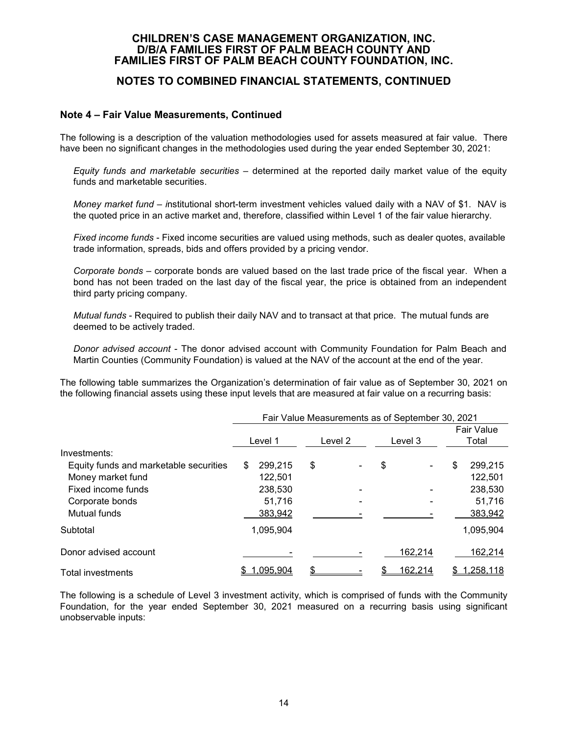# CHILDREN'S CASE MANAGEMENT ORGANIZATION, INC. D/B/A FAMILIES FIRST OF PALM BEACH COUNTY AND FAMILIES FIRST OF PALM BEACH COUNTY FOUNDATION, INC.

## NOTES TO COMBINED FINANCIAL STATEMENTS, CONTINUED

### Note 4 – Fair Value Measurements, Continued

The following is a description of the valuation methodologies used for assets measured at fair value. There have been no significant changes in the methodologies used during the year ended September 30, 2021:

*Equity funds and marketable securities* – determined at the reported daily market value of the equity funds and marketable securities.

*Money market fund* – *i*nstitutional short-term investment vehicles valued daily with a NAV of $1. NAV is the quoted price in an active market and, therefore, classified within Level 1 of the fair value hierarchy.

*Fixed income funds* - Fixed income securities are valued using methods, such as dealer quotes, available trade information, spreads, bids and offers provided by a pricing vendor.

*Corporate bonds* – corporate bonds are valued based on the last trade price of the fiscal year. When a bond has not been traded on the last day of the fiscal year, the price is obtained from an independent third party pricing company.

*Mutual funds* - Required to publish their daily NAV and to transact at that price. The mutual funds are deemed to be actively traded.

*Donor advised account* - The donor advised account with Community Foundation for Palm Beach and Martin Counties (Community Foundation) is valued at the NAV of the account at the end of the year.

The following table summarizes the Organization's determination of fair value as of September 30, 2021 on the following financial assets using these input levels that are measured at fair value on a recurring basis:

| | Fair Value Measurements as of September 30, 2021 | | | |
|---|---|---|---|---|
| | Level 1 | Level 2 | Level 3 | Fair Value Total |
| Investments: | | | | |
| Equity funds and marketable securities | $ 299,215 | $ - | $ - | $ 299,215 |
| Money market fund | 122,501 | | | 122,501 |
| Fixed income funds | 238,530 | - | - | 238,530 |
| Corporate bonds | 51,716 | - | - | 51,716 |
| Mutual funds | 383,942 | - | - | 383,942 |
| Subtotal | 1,095,904 | | | 1,095,904 |
| Donor advised account | - | - | 162,214 | 162,214 |
| Total investments | $ 1,095,904 | $ - | $ 162,214 | $ 1,258,118 |

The following is a schedule of Level 3 investment activity, which is comprised of funds with the Community Foundation, for the year ended September 30, 2021 measured on a recurring basis using significant unobservable inputs: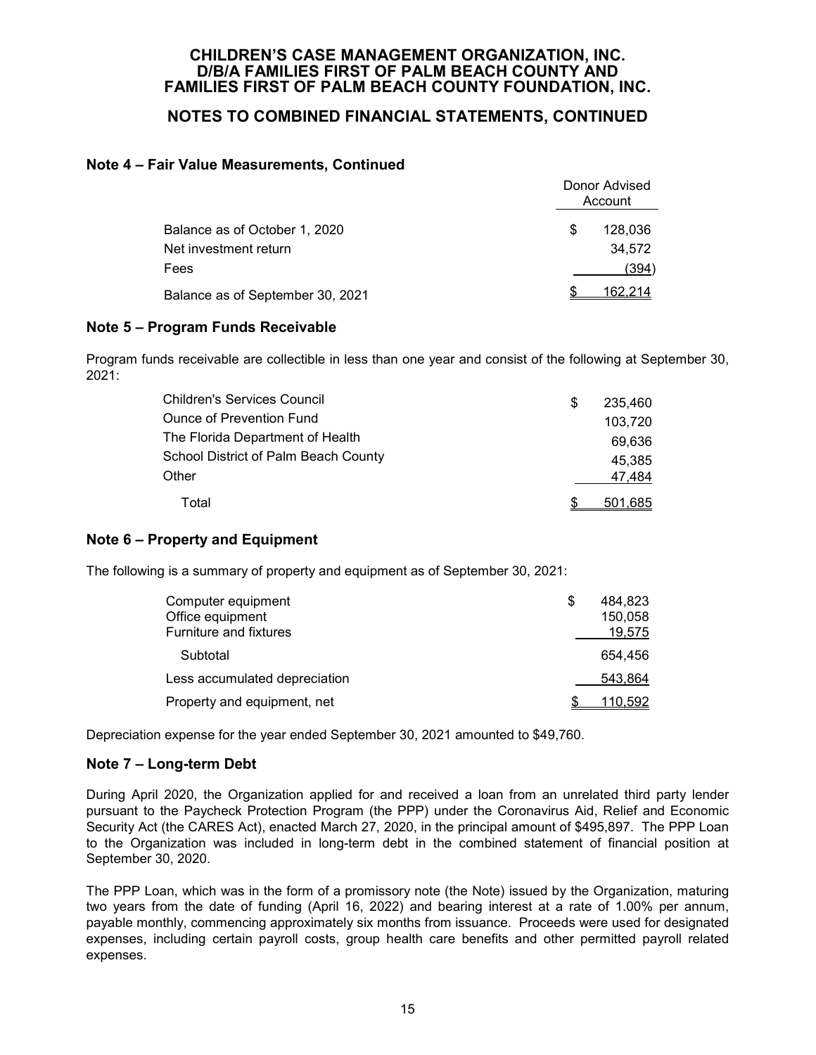## Note 4 – Fair Value Measurements, Continued

| | Donor Advised Account |
|---|---|
| Balance as of October 1, 2020 | $ 128,036 |
| Net investment return | 34,572 |
| Fees | (394) |
| Balance as of September 30, 2021 | $ 162,214 |

## Note 5 – Program Funds Receivable

Program funds receivable are collectible in less than one year and consist of the following at September 30, 2021:

| | |
|---|---|
| Children's Services Council | $ 235,460 |
| Ounce of Prevention Fund | 103,720 |
| The Florida Department of Health | 69,636 |
| School District of Palm Beach County | 45,385 |
| Other | 47,484 |
| Total | $ 501,685 |

## Note 6 – Property and Equipment

The following is a summary of property and equipment as of September 30, 2021:

| | |
|---|---|
| Computer equipment | $ 484,823 |
| Office equipment | 150,058 |
| Furniture and fixtures | 19,575 |
| Subtotal | 654,456 |
| Less accumulated depreciation | 543,864 |
| Property and equipment, net | $ 110,592 |

Depreciation expense for the year ended September 30, 2021 amounted to $49,760.

## Note 7 – Long-term Debt

During April 2020, the Organization applied for and received a loan from an unrelated third party lender pursuant to the Paycheck Protection Program (the PPP) under the Coronavirus Aid, Relief and Economic Security Act (the CARES Act), enacted March 27, 2020, in the principal amount of $495,897. The PPP Loan to the Organization was included in long-term debt in the combined statement of financial position at September 30, 2020.

The PPP Loan, which was in the form of a promissory note (the Note) issued by the Organization, maturing two years from the date of funding (April 16, 2022) and bearing interest at a rate of 1.00% per annum, payable monthly, commencing approximately six months from issuance. Proceeds were used for designated expenses, including certain payroll costs, group health care benefits and other permitted payroll related expenses.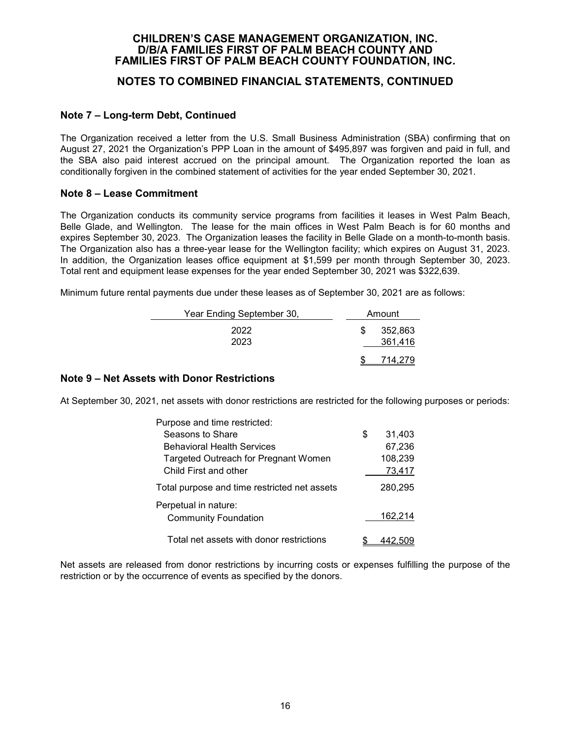# CHILDREN'S CASE MANAGEMENT ORGANIZATION, INC. D/B/A FAMILIES FIRST OF PALM BEACH COUNTY AND FAMILIES FIRST OF PALM BEACH COUNTY FOUNDATION, INC.

## NOTES TO COMBINED FINANCIAL STATEMENTS, CONTINUED

### Note 7 – Long-term Debt, Continued

The Organization received a letter from the U.S. Small Business Administration (SBA) confirming that on August 27, 2021 the Organization's PPP Loan in the amount of $495,897 was forgiven and paid in full, and the SBA also paid interest accrued on the principal amount. The Organization reported the loan as conditionally forgiven in the combined statement of activities for the year ended September 30, 2021.

### Note 8 – Lease Commitment

The Organization conducts its community service programs from facilities it leases in West Palm Beach, Belle Glade, and Wellington. The lease for the main offices in West Palm Beach is for 60 months and expires September 30, 2023. The Organization leases the facility in Belle Glade on a month-to-month basis. The Organization also has a three-year lease for the Wellington facility; which expires on August 31, 2023. In addition, the Organization leases office equipment at $1,599 per month through September 30, 2023. Total rent and equipment lease expenses for the year ended September 30, 2021 was $322,639.

Minimum future rental payments due under these leases as of September 30, 2021 are as follows:

| Year Ending September 30, | Amount |
|---|---|
| 2022 | $ 352,863 |
| 2023 | 361,416 |
| | $ 714,279 |

### Note 9 – Net Assets with Donor Restrictions

At September 30, 2021, net assets with donor restrictions are restricted for the following purposes or periods:

| | |
|---|---|
| Purpose and time restricted: | |
| Seasons to Share | $ 31,403 |
| Behavioral Health Services | 67,236 |
| Targeted Outreach for Pregnant Women | 108,239 |
| Child First and other | 73,417 |
| Total purpose and time restricted net assets | 280,295 |
| Perpetual in nature: | |
| Community Foundation | 162,214 |
| Total net assets with donor restrictions | $ 442,509 |

Net assets are released from donor restrictions by incurring costs or expenses fulfilling the purpose of the restriction or by the occurrence of events as specified by the donors.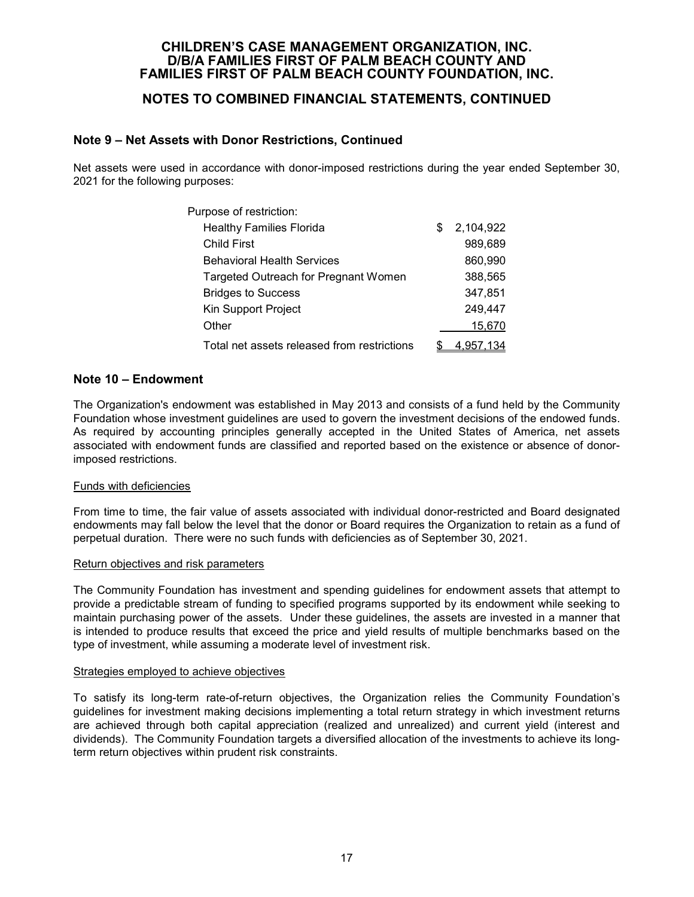## Note 9 – Net Assets with Donor Restrictions, Continued

Net assets were used in accordance with donor-imposed restrictions during the year ended September 30, 2021 for the following purposes:

| Purpose of restriction: | |
|---|---|
| Healthy Families Florida | $ 2,104,922 |
| Child First | 989,689 |
| Behavioral Health Services | 860,990 |
| Targeted Outreach for Pregnant Women | 388,565 |
| Bridges to Success | 347,851 |
| Kin Support Project | 249,447 |
| Other | 15,670 |
| Total net assets released from restrictions | $ 4,957,134 |

## Note 10 – Endowment

The Organization's endowment was established in May 2013 and consists of a fund held by the Community Foundation whose investment guidelines are used to govern the investment decisions of the endowed funds. As required by accounting principles generally accepted in the United States of America, net assets associated with endowment funds are classified and reported based on the existence or absence of donor-imposed restrictions.

### Funds with deficiencies

From time to time, the fair value of assets associated with individual donor-restricted and Board designated endowments may fall below the level that the donor or Board requires the Organization to retain as a fund of perpetual duration. There were no such funds with deficiencies as of September 30, 2021.

### Return objectives and risk parameters

The Community Foundation has investment and spending guidelines for endowment assets that attempt to provide a predictable stream of funding to specified programs supported by its endowment while seeking to maintain purchasing power of the assets. Under these guidelines, the assets are invested in a manner that is intended to produce results that exceed the price and yield results of multiple benchmarks based on the type of investment, while assuming a moderate level of investment risk.

### Strategies employed to achieve objectives

To satisfy its long-term rate-of-return objectives, the Organization relies the Community Foundation's guidelines for investment making decisions implementing a total return strategy in which investment returns are achieved through both capital appreciation (realized and unrealized) and current yield (interest and dividends). The Community Foundation targets a diversified allocation of the investments to achieve its long-term return objectives within prudent risk constraints.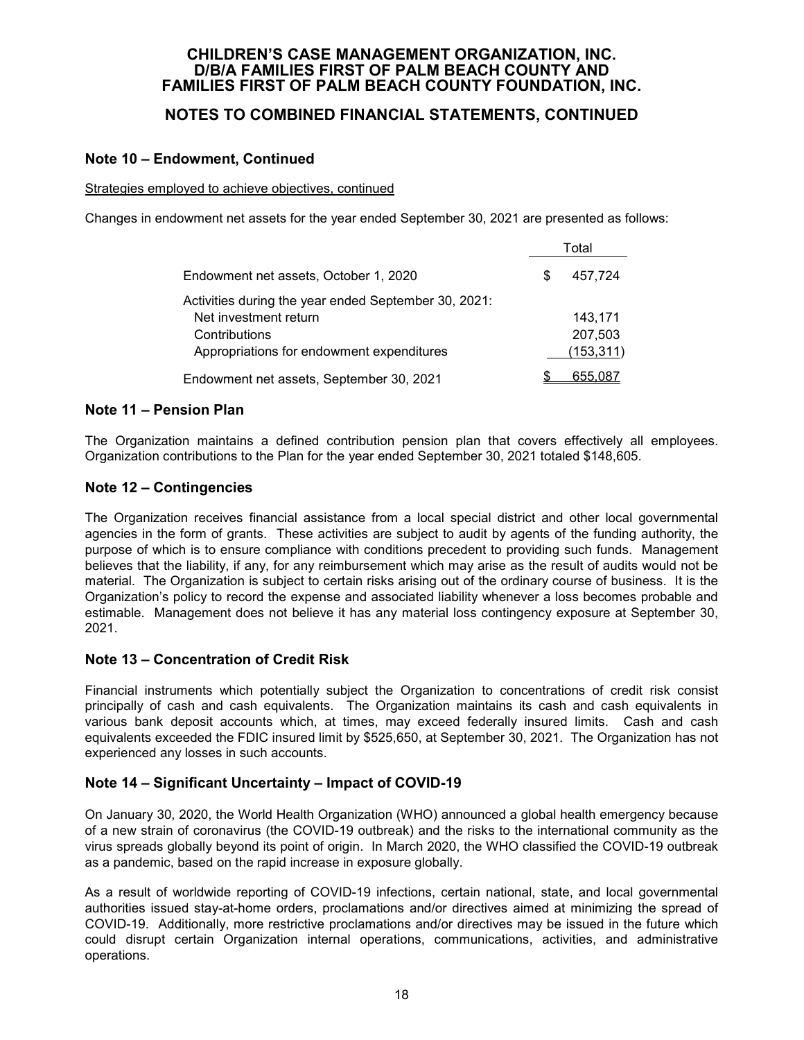# CHILDREN'S CASE MANAGEMENT ORGANIZATION, INC. D/B/A FAMILIES FIRST OF PALM BEACH COUNTY AND FAMILIES FIRST OF PALM BEACH COUNTY FOUNDATION, INC.

## NOTES TO COMBINED FINANCIAL STATEMENTS, CONTINUED

### Note 10 – Endowment, Continued

Strategies employed to achieve objectives, continued

Changes in endowment net assets for the year ended September 30, 2021 are presented as follows:

| | Total |
|---|---|
| Endowment net assets, October 1, 2020 | $ 457,724 |
| Activities during the year ended September 30, 2021: | |
| Net investment return | 143,171 |
| Contributions | 207,503 |
| Appropriations for endowment expenditures | (153,311) |
| Endowment net assets, September 30, 2021 | $ 655,087 |

### Note 11 – Pension Plan

The Organization maintains a defined contribution pension plan that covers effectively all employees. Organization contributions to the Plan for the year ended September 30, 2021 totaled $148,605.

### Note 12 – Contingencies

The Organization receives financial assistance from a local special district and other local governmental agencies in the form of grants. These activities are subject to audit by agents of the funding authority, the purpose of which is to ensure compliance with conditions precedent to providing such funds. Management believes that the liability, if any, for any reimbursement which may arise as the result of audits would not be material. The Organization is subject to certain risks arising out of the ordinary course of business. It is the Organization's policy to record the expense and associated liability whenever a loss becomes probable and estimable. Management does not believe it has any material loss contingency exposure at September 30, 2021.

### Note 13 – Concentration of Credit Risk

Financial instruments which potentially subject the Organization to concentrations of credit risk consist principally of cash and cash equivalents. The Organization maintains its cash and cash equivalents in various bank deposit accounts which, at times, may exceed federally insured limits. Cash and cash equivalents exceeded the FDIC insured limit by $525,650, at September 30, 2021. The Organization has not experienced any losses in such accounts.

### Note 14 – Significant Uncertainty – Impact of COVID-19

On January 30, 2020, the World Health Organization (WHO) announced a global health emergency because of a new strain of coronavirus (the COVID-19 outbreak) and the risks to the international community as the virus spreads globally beyond its point of origin. In March 2020, the WHO classified the COVID-19 outbreak as a pandemic, based on the rapid increase in exposure globally.

As a result of worldwide reporting of COVID-19 infections, certain national, state, and local governmental authorities issued stay-at-home orders, proclamations and/or directives aimed at minimizing the spread of COVID-19. Additionally, more restrictive proclamations and/or directives may be issued in the future which could disrupt certain Organization internal operations, communications, activities, and administrative operations.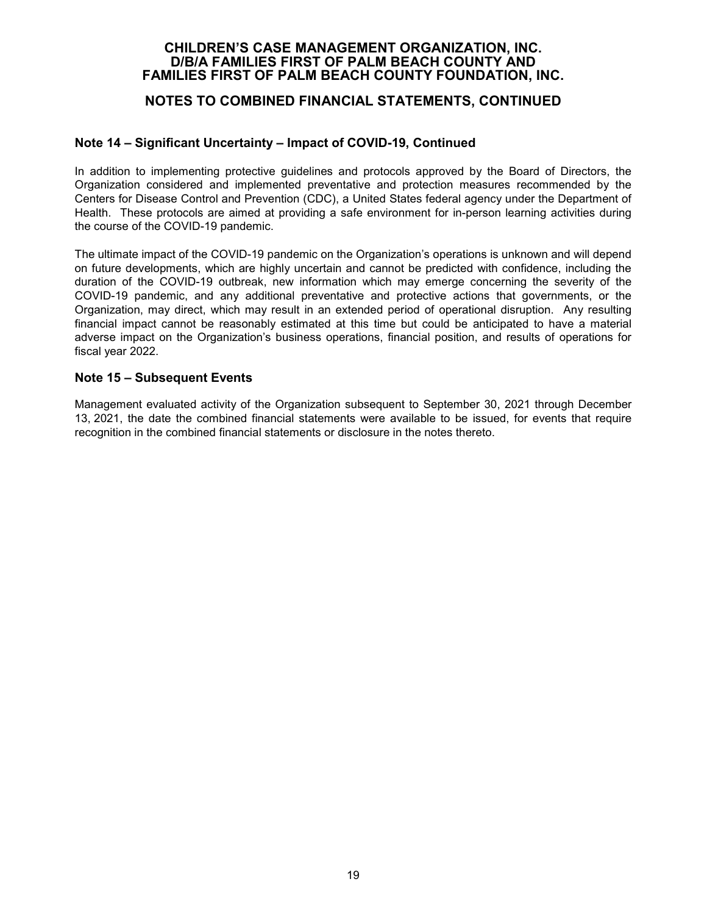# CHILDREN'S CASE MANAGEMENT ORGANIZATION, INC. D/B/A FAMILIES FIRST OF PALM BEACH COUNTY AND FAMILIES FIRST OF PALM BEACH COUNTY FOUNDATION, INC.

## NOTES TO COMBINED FINANCIAL STATEMENTS, CONTINUED

### Note 14 – Significant Uncertainty – Impact of COVID-19, Continued

In addition to implementing protective guidelines and protocols approved by the Board of Directors, the Organization considered and implemented preventative and protection measures recommended by the Centers for Disease Control and Prevention (CDC), a United States federal agency under the Department of Health. These protocols are aimed at providing a safe environment for in-person learning activities during the course of the COVID-19 pandemic.

The ultimate impact of the COVID-19 pandemic on the Organization's operations is unknown and will depend on future developments, which are highly uncertain and cannot be predicted with confidence, including the duration of the COVID-19 outbreak, new information which may emerge concerning the severity of the COVID-19 pandemic, and any additional preventative and protective actions that governments, or the Organization, may direct, which may result in an extended period of operational disruption. Any resulting financial impact cannot be reasonably estimated at this time but could be anticipated to have a material adverse impact on the Organization's business operations, financial position, and results of operations for fiscal year 2022.

### Note 15 – Subsequent Events

Management evaluated activity of the Organization subsequent to September 30, 2021 through December 13, 2021, the date the combined financial statements were available to be issued, for events that require recognition in the combined financial statements or disclosure in the notes thereto.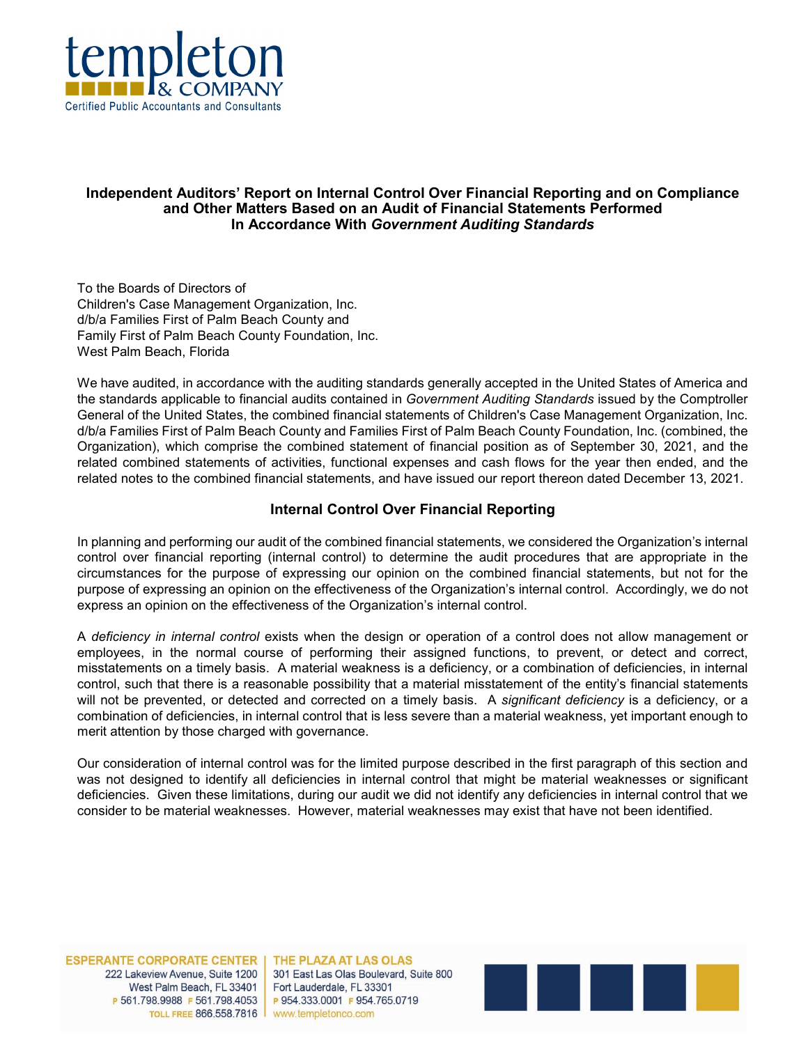# Independent Auditors' Report on Internal Control Over Financial Reporting and on Compliance and Other Matters Based on an Audit of Financial Statements Performed In Accordance With *Government Auditing Standards*

To the Boards of Directors of
Children's Case Management Organization, Inc.
d/b/a Families First of Palm Beach County and
Family First of Palm Beach County Foundation, Inc.
West Palm Beach, Florida

We have audited, in accordance with the auditing standards generally accepted in the United States of America and the standards applicable to financial audits contained in *Government Auditing Standards* issued by the Comptroller General of the United States, the combined financial statements of Children's Case Management Organization, Inc. d/b/a Families First of Palm Beach County and Families First of Palm Beach County Foundation, Inc. (combined, the Organization), which comprise the combined statement of financial position as of September 30, 2021, and the related combined statements of activities, functional expenses and cash flows for the year then ended, and the related notes to the combined financial statements, and have issued our report thereon dated December 13, 2021.

## Internal Control Over Financial Reporting

In planning and performing our audit of the combined financial statements, we considered the Organization's internal control over financial reporting (internal control) to determine the audit procedures that are appropriate in the circumstances for the purpose of expressing our opinion on the combined financial statements, but not for the purpose of expressing an opinion on the effectiveness of the Organization's internal control. Accordingly, we do not express an opinion on the effectiveness of the Organization's internal control.

A *deficiency in internal control* exists when the design or operation of a control does not allow management or employees, in the normal course of performing their assigned functions, to prevent, or detect and correct, misstatements on a timely basis. A material weakness is a deficiency, or a combination of deficiencies, in internal control, such that there is a reasonable possibility that a material misstatement of the entity's financial statements will not be prevented, or detected and corrected on a timely basis. A *significant deficiency* is a deficiency, or a combination of deficiencies, in internal control that is less severe than a material weakness, yet important enough to merit attention by those charged with governance.

Our consideration of internal control was for the limited purpose described in the first paragraph of this section and was not designed to identify all deficiencies in internal control that might be material weaknesses or significant deficiencies. Given these limitations, during our audit we did not identify any deficiencies in internal control that we consider to be material weaknesses. However, material weaknesses may exist that have not been identified.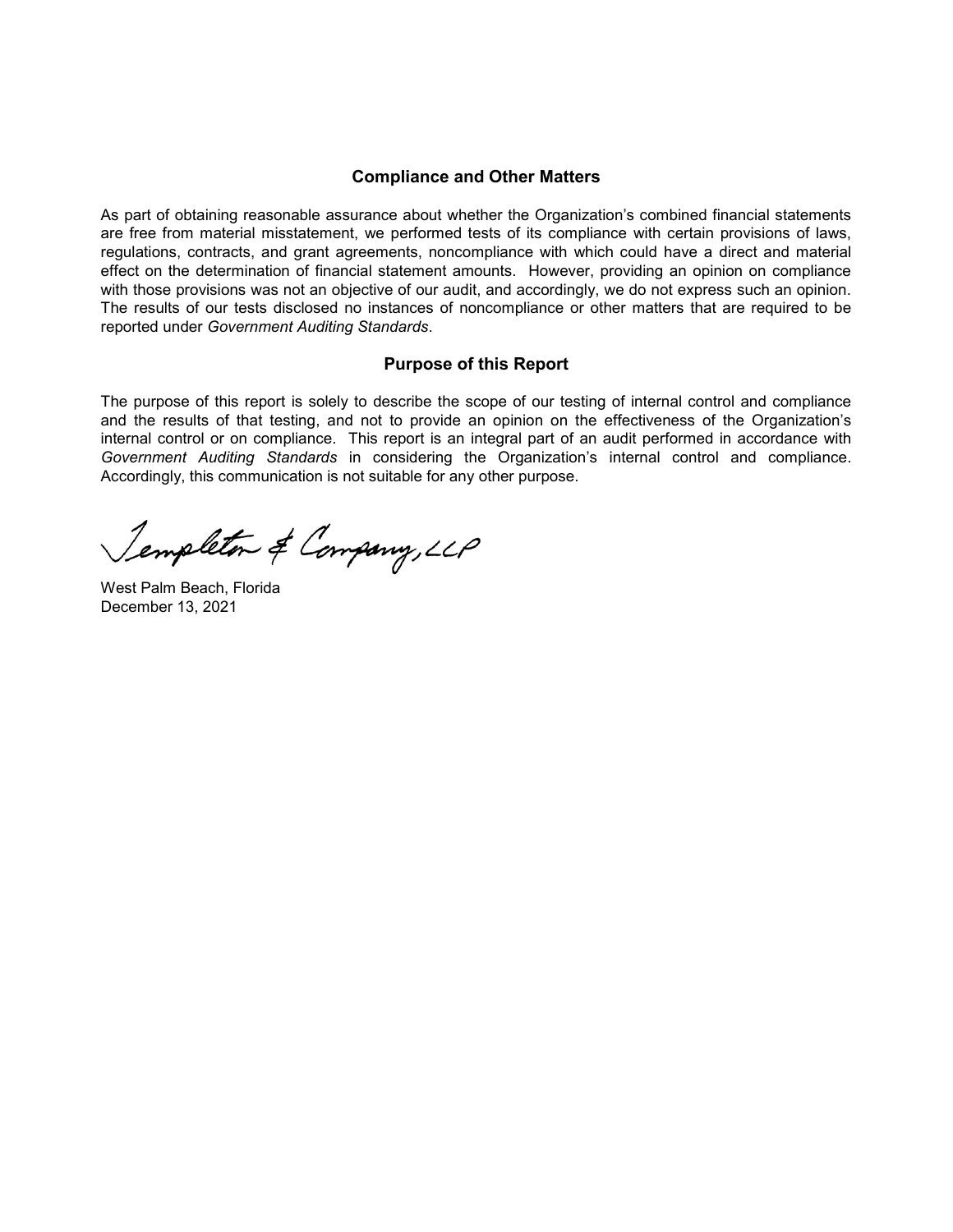## Compliance and Other Matters

As part of obtaining reasonable assurance about whether the Organization's combined financial statements are free from material misstatement, we performed tests of its compliance with certain provisions of laws, regulations, contracts, and grant agreements, noncompliance with which could have a direct and material effect on the determination of financial statement amounts. However, providing an opinion on compliance with those provisions was not an objective of our audit, and accordingly, we do not express such an opinion. The results of our tests disclosed no instances of noncompliance or other matters that are required to be reported under *Government Auditing Standards*.

## Purpose of this Report

The purpose of this report is solely to describe the scope of our testing of internal control and compliance and the results of that testing, and not to provide an opinion on the effectiveness of the Organization's internal control or on compliance. This report is an integral part of an audit performed in accordance with *Government Auditing Standards* in considering the Organization's internal control and compliance. Accordingly, this communication is not suitable for any other purpose.

Templeton & Company, LLP

West Palm Beach, Florida
December 13, 2021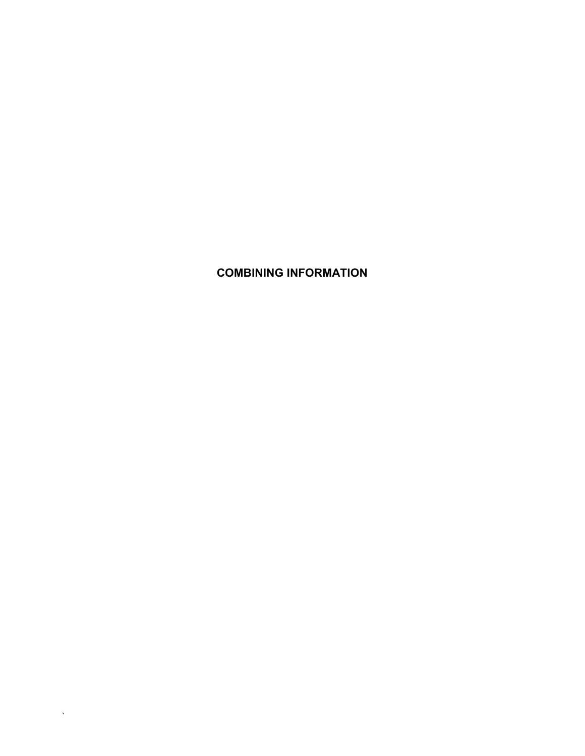# COMBINING INFORMATION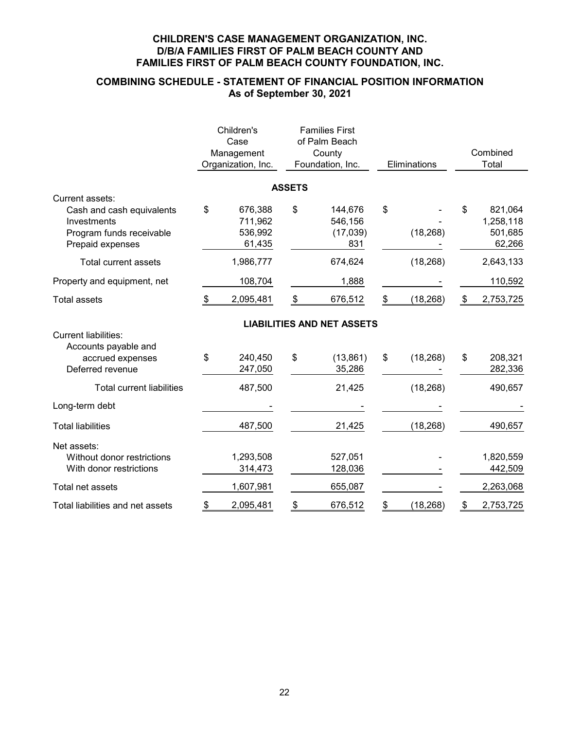**CHILDREN'S CASE MANAGEMENT ORGANIZATION, INC.**
**D/B/A FAMILIES FIRST OF PALM BEACH COUNTY AND**
**FAMILIES FIRST OF PALM BEACH COUNTY FOUNDATION, INC.**

## COMBINING SCHEDULE - STATEMENT OF FINANCIAL POSITION INFORMATION
### As of September 30, 2021

| | Children's Case Management Organization, Inc. | Families First of Palm Beach County Foundation, Inc. | Eliminations | Combined Total |
|---|---|---|---|---|
| **ASSETS** | | | | |
| Current assets: | | | | |
| Cash and cash equivalents | $ 676,388 | $ 144,676 | $ - | $ 821,064 |
| Investments | 711,962 | 546,156 | - | 1,258,118 |
| Program funds receivable | 536,992 | (17,039) | (18,268) | 501,685 |
| Prepaid expenses | 61,435 | 831 | - | 62,266 |
| Total current assets | 1,986,777 | 674,624 | (18,268) | 2,643,133 |
| Property and equipment, net | 108,704 | 1,888 | - | 110,592 |
| Total assets | $ 2,095,481 | $ 676,512 | $ (18,268) | $ 2,753,725 |
| **LIABILITIES AND NET ASSETS** | | | | |
| Current liabilities: | | | | |
| Accounts payable and accrued expenses | $ 240,450 | $ (13,861) | $ (18,268) | $ 208,321 |
| Deferred revenue | 247,050 | 35,286 | - | 282,336 |
| Total current liabilities | 487,500 | 21,425 | (18,268) | 490,657 |
| Long-term debt | - | - | - | - |
| Total liabilities | 487,500 | 21,425 | (18,268) | 490,657 |
| Net assets: | | | | |
| Without donor restrictions | 1,293,508 | 527,051 | - | 1,820,559 |
| With donor restrictions | 314,473 | 128,036 | - | 442,509 |
| Total net assets | 1,607,981 | 655,087 | - | 2,263,068 |
| Total liabilities and net assets | $ 2,095,481 | $ 676,512 | $ (18,268) | $ 2,753,725 |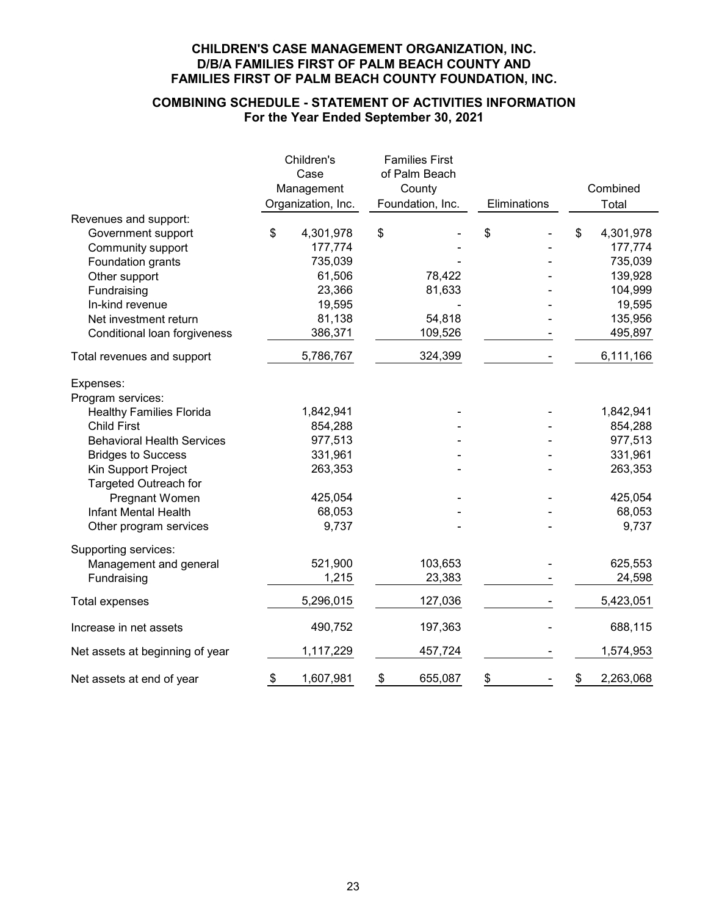# CHILDREN'S CASE MANAGEMENT ORGANIZATION, INC.
# D/B/A FAMILIES FIRST OF PALM BEACH COUNTY AND
# FAMILIES FIRST OF PALM BEACH COUNTY FOUNDATION, INC.

## COMBINING SCHEDULE - STATEMENT OF ACTIVITIES INFORMATION
## For the Year Ended September 30, 2021

| | Children's Case Management Organization, Inc. | Families First of Palm Beach County Foundation, Inc. | Eliminations | Combined Total |
|---|---|---|---|---|
| Revenues and support: | | | | |
| Government support | $ 4,301,978 | $ - | $ - | $ 4,301,978 |
| Community support | 177,774 | - | - | 177,774 |
| Foundation grants | 735,039 | - | - | 735,039 |
| Other support | 61,506 | 78,422 | - | 139,928 |
| Fundraising | 23,366 | 81,633 | - | 104,999 |
| In-kind revenue | 19,595 | - | - | 19,595 |
| Net investment return | 81,138 | 54,818 | - | 135,956 |
| Conditional loan forgiveness | 386,371 | 109,526 | - | 495,897 |
| Total revenues and support | 5,786,767 | 324,399 | - | 6,111,166 |
| Expenses: | | | | |
| Program services: | | | | |
| Healthy Families Florida | 1,842,941 | - | - | 1,842,941 |
| Child First | 854,288 | - | - | 854,288 |
| Behavioral Health Services | 977,513 | - | - | 977,513 |
| Bridges to Success | 331,961 | - | - | 331,961 |
| Kin Support Project | 263,353 | - | - | 263,353 |
| Targeted Outreach for Pregnant Women | 425,054 | - | - | 425,054 |
| Infant Mental Health | 68,053 | - | - | 68,053 |
| Other program services | 9,737 | - | - | 9,737 |
| Supporting services: | | | | |
| Management and general | 521,900 | 103,653 | - | 625,553 |
| Fundraising | 1,215 | 23,383 | - | 24,598 |
| Total expenses | 5,296,015 | 127,036 | - | 5,423,051 |
| Increase in net assets | 490,752 | 197,363 | - | 688,115 |
| Net assets at beginning of year | 1,117,229 | 457,724 | - | 1,574,953 |
| Net assets at end of year | $ 1,607,981 | $ 655,087 | $ - | $ 2,263,068 |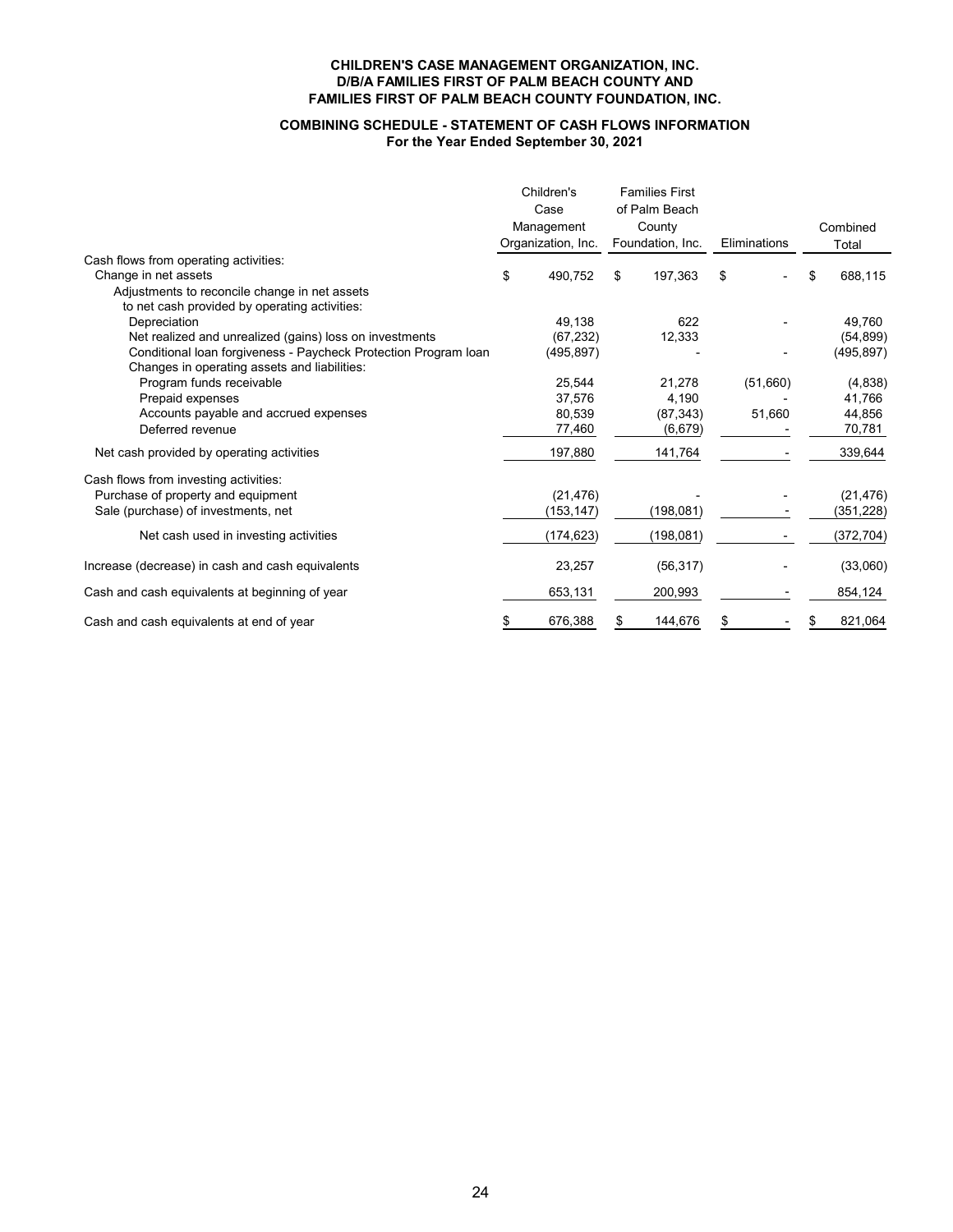**CHILDREN'S CASE MANAGEMENT ORGANIZATION, INC.**
**D/B/A FAMILIES FIRST OF PALM BEACH COUNTY AND**
**FAMILIES FIRST OF PALM BEACH COUNTY FOUNDATION, INC.**

**COMBINING SCHEDULE - STATEMENT OF CASH FLOWS INFORMATION**
**For the Year Ended September 30, 2021**

| | Children's Case Management Organization, Inc. | Families First of Palm Beach County Foundation, Inc. | Eliminations | Combined Total |
|---|---|---|---|---|
| Cash flows from operating activities: | | | | |
| Change in net assets | $ 490,752 | $ 197,363 | $ - | $ 688,115 |
| Adjustments to reconcile change in net assets to net cash provided by operating activities: | | | | |
| Depreciation | 49,138 | 622 | - | 49,760 |
| Net realized and unrealized (gains) loss on investments | (67,232) | 12,333 | | (54,899) |
| Conditional loan forgiveness - Paycheck Protection Program loan | (495,897) | - | - | (495,897) |
| Changes in operating assets and liabilities: | | | | |
| Program funds receivable | 25,544 | 21,278 | (51,660) | (4,838) |
| Prepaid expenses | 37,576 | 4,190 | - | 41,766 |
| Accounts payable and accrued expenses | 80,539 | (87,343) | 51,660 | 44,856 |
| Deferred revenue | 77,460 | (6,679) | - | 70,781 |
| Net cash provided by operating activities | 197,880 | 141,764 | - | 339,644 |
| Cash flows from investing activities: | | | | |
| Purchase of property and equipment | (21,476) | - | - | (21,476) |
| Sale (purchase) of investments, net | (153,147) | (198,081) | - | (351,228) |
| Net cash used in investing activities | (174,623) | (198,081) | - | (372,704) |
| Increase (decrease) in cash and cash equivalents | 23,257 | (56,317) | - | (33,060) |
| Cash and cash equivalents at beginning of year | 653,131 | 200,993 | - | 854,124 |
| Cash and cash equivalents at end of year | $ 676,388 | $ 144,676 | $ - | $ 821,064 |